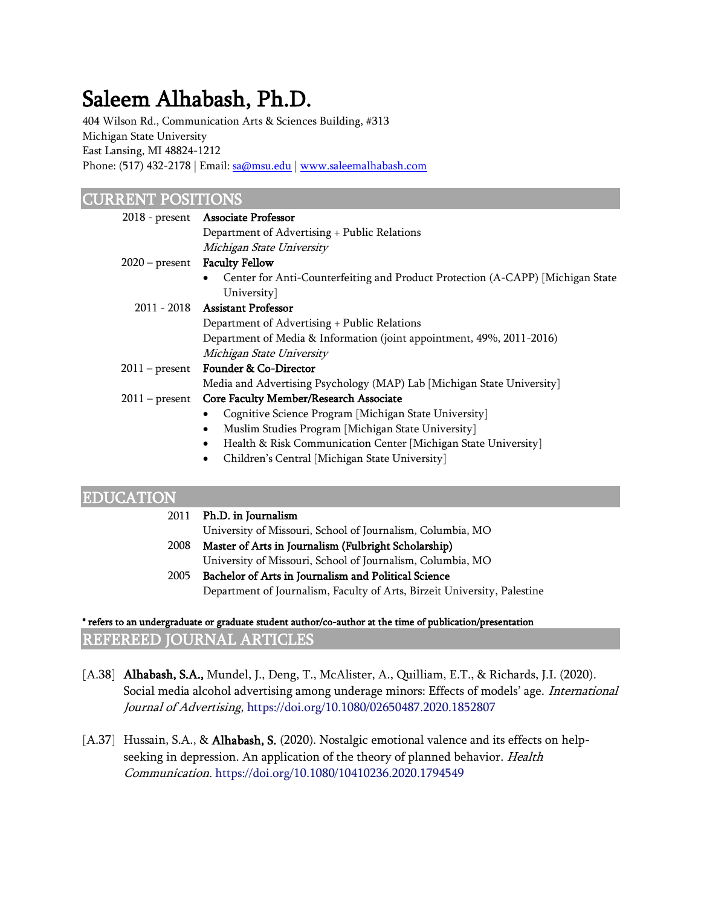# Saleem Alhabash, Ph.D.

404 Wilson Rd., Communication Arts & Sciences Building, #313
Michigan State University
East Lansing, MI 48824-1212
Phone: (517) 432-2178 | Email: [sa@msu.edu](mailto:sa@msu.edu) | [www.saleemalhabash.com](http://www.saleemalhabash.com)

## CURRENT POSITIONS

2018 - present **Associate Professor**
Department of Advertising + Public Relations
*Michigan State University*

2020 – present **Faculty Fellow**
- Center for Anti-Counterfeiting and Product Protection (A-CAPP) [Michigan State University]

2011 - 2018 **Assistant Professor**
Department of Advertising + Public Relations
Department of Media & Information (joint appointment, 49%, 2011-2016)
*Michigan State University*

2011 – present **Founder & Co-Director**
Media and Advertising Psychology (MAP) Lab [Michigan State University]

2011 – present **Core Faculty Member/Research Associate**
- Cognitive Science Program [Michigan State University]
- Muslim Studies Program [Michigan State University]
- Health & Risk Communication Center [Michigan State University]
- Children's Central [Michigan State University]

## EDUCATION

2011 **Ph.D. in Journalism**
University of Missouri, School of Journalism, Columbia, MO

2008 **Master of Arts in Journalism (Fulbright Scholarship)**
University of Missouri, School of Journalism, Columbia, MO

2005 **Bachelor of Arts in Journalism and Political Science**
Department of Journalism, Faculty of Arts, Birzeit University, Palestine

**\* refers to an undergraduate or graduate student author/co-author at the time of publication/presentation**

## REFEREED JOURNAL ARTICLES

[A.38] **Alhabash, S.A.,** Mundel, J., Deng, T., McAlister, A., Quilliam, E.T., & Richards, J.I. (2020). Social media alcohol advertising among underage minors: Effects of models' age. *International Journal of Advertising,* https://doi.org/10.1080/02650487.2020.1852807

[A.37] Hussain, S.A., & **Alhabash, S.** (2020). Nostalgic emotional valence and its effects on help-seeking in depression. An application of the theory of planned behavior. *Health Communication.* https://doi.org/10.1080/10410236.2020.1794549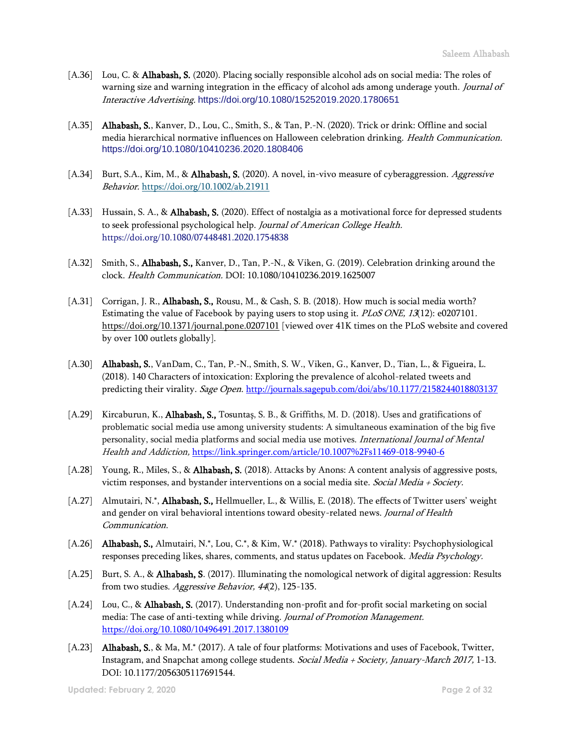[A.36] Lou, C. & **Alhabash, S.** (2020). Placing socially responsible alcohol ads on social media: The roles of warning size and warning integration in the efficacy of alcohol ads among underage youth. *Journal of Interactive Advertising.* https://doi.org/10.1080/15252019.2020.1780651

[A.35] **Alhabash, S.**, Kanver, D., Lou, C., Smith, S., & Tan, P.-N. (2020). Trick or drink: Offline and social media hierarchical normative influences on Halloween celebration drinking. *Health Communication.* https://doi.org/10.1080/10410236.2020.1808406

[A.34] Burt, S.A., Kim, M., & **Alhabash, S.** (2020). A novel, in-vivo measure of cyberaggression. *Aggressive Behavior.* https://doi.org/10.1002/ab.21911

[A.33] Hussain, S. A., & **Alhabash, S.** (2020). Effect of nostalgia as a motivational force for depressed students to seek professional psychological help. *Journal of American College Health.* https://doi.org/10.1080/07448481.2020.1754838

[A.32] Smith, S., **Alhabash, S.,** Kanver, D., Tan, P.-N., & Viken, G. (2019). Celebration drinking around the clock. *Health Communication.* DOI: 10.1080/10410236.2019.1625007

[A.31] Corrigan, J. R., **Alhabash, S.,** Rousu, M., & Cash, S. B. (2018). How much is social media worth? Estimating the value of Facebook by paying users to stop using it. *PLoS ONE, 13*(12): e0207101. https://doi.org/10.1371/journal.pone.0207101 [viewed over 41K times on the PLoS website and covered by over 100 outlets globally].

[A.30] **Alhabash, S.**, VanDam, C., Tan, P.-N., Smith, S. W., Viken, G., Kanver, D., Tian, L., & Figueira, L. (2018). 140 Characters of intoxication: Exploring the prevalence of alcohol-related tweets and predicting their virality. *Sage Open*. http://journals.sagepub.com/doi/abs/10.1177/2158244018803137

[A.29] Kircaburun, K., **Alhabash, S.,** Tosuntaş, S. B., & Griffiths, M. D. (2018). Uses and gratifications of problematic social media use among university students: A simultaneous examination of the big five personality, social media platforms and social media use motives. *International Journal of Mental Health and Addiction,* https://link.springer.com/article/10.1007%2Fs11469-018-9940-6

[A.28] Young, R., Miles, S., & **Alhabash, S.** (2018). Attacks by Anons: A content analysis of aggressive posts, victim responses, and bystander interventions on a social media site. *Social Media + Society.*

[A.27] Almutairi, N.*, **Alhabash, S.,** Hellmueller, L., & Willis, E. (2018). The effects of Twitter users' weight and gender on viral behavioral intentions toward obesity-related news. *Journal of Health Communication*.

[A.26] **Alhabash, S.,** Almutairi, N.*, Lou, C.*, & Kim, W.* (2018). Pathways to virality: Psychophysiological responses preceding likes, shares, comments, and status updates on Facebook. *Media Psychology.*

[A.25] Burt, S. A., & **Alhabash, S.** (2017). Illuminating the nomological network of digital aggression: Results from two studies. *Aggressive Behavior, 44*(2), 125-135.

[A.24] Lou, C., & **Alhabash, S.** (2017). Understanding non-profit and for-profit social marketing on social media: The case of anti-texting while driving. *Journal of Promotion Management.* https://doi.org/10.1080/10496491.2017.1380109

[A.23] **Alhabash, S.**, & Ma, M.* (2017). A tale of four platforms: Motivations and uses of Facebook, Twitter, Instagram, and Snapchat among college students. *Social Media + Society, January-March 2017,* 1-13. DOI: 10.1177/2056305117691544.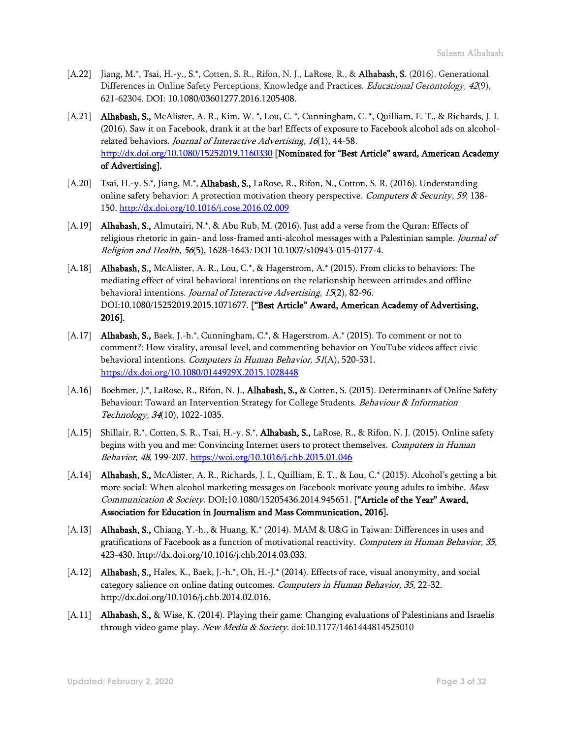[A.22] Jiang, M.*, Tsai, H.-y., S.*, Cotten, S. R., Rifon, N. J., LaRose, R., & **Alhabash, S.** (2016). Generational Differences in Online Safety Perceptions, Knowledge and Practices. *Educational Gerontology, 42*(9), 621-62304. DOI: 10.1080/03601277.2016.1205408.

[A.21] **Alhabash, S.,** McAlister, A. R., Kim, W. *, Lou, C. *, Cunningham, C. *, Quilliam, E. T., & Richards, J. I. (2016). Saw it on Facebook, drank it at the bar! Effects of exposure to Facebook alcohol ads on alcohol-related behaviors. *Journal of Interactive Advertising, 16*(1), 44-58. http://dx.doi.org/10.1080/15252019.1160330 **[Nominated for "Best Article" award, American Academy of Advertising].**

[A.20] Tsai, H.-y. S.*, Jiang, M.*, **Alhabash, S.,** LaRose, R., Rifon, N., Cotton, S. R. (2016). Understanding online safety behavior: A protection motivation theory perspective. *Computers & Security, 59*, 138-150. http://dx.doi.org/10.1016/j.cose.2016.02.009

[A.19] **Alhabash, S.,** Almutairi, N.*, & Abu Rub, M. (2016). Just add a verse from the Quran: Effects of religious rhetoric in gain- and loss-framed anti-alcohol messages with a Palestinian sample. *Journal of Religion and Health, 56*(5), 1628-1643*:* DOI 10.1007/s10943-015-0177-4.

[A.18] **Alhabash, S.,** McAlister, A. R., Lou, C.*, & Hagerstrom, A.* (2015). From clicks to behaviors: The mediating effect of viral behavioral intentions on the relationship between attitudes and offline behavioral intentions. *Journal of Interactive Advertising, 15*(2), 82-96. DOI:10.1080/15252019.2015.1071677. **["Best Article" Award, American Academy of Advertising, 2016].**

[A.17] **Alhabash, S.,** Baek, J.-h.*, Cunningham, C.*, & Hagerstrom, A.* (2015). To comment or not to comment?: How virality, arousal level, and commenting behavior on YouTube videos affect civic behavioral intentions. *Computers in Human Behavior, 51*(A), 520-531. https://dx.doi.org/10.1080/0144929X.2015.1028448

[A.16] Boehmer, J.*, LaRose, R., Rifon, N. J., **Alhabash, S.,** & Cotten, S. (2015). Determinants of Online Safety Behaviour: Toward an Intervention Strategy for College Students. *Behaviour & Information Technology, 34*(10), 1022-1035.

[A.15] Shillair, R.*, Cotten, S. R., Tsai, H.-y. S.*, **Alhabash, S.,** LaRose, R., & Rifon, N. J. (2015). Online safety begins with you and me: Convincing Internet users to protect themselves. *Computers in Human Behavior, 48,* 199-207. https://woi.org/10.1016/j.chb.2015.01.046

[A.14] **Alhabash, S.,** McAlister, A. R., Richards, J. I., Quilliam, E. T., & Lou, C.* (2015). Alcohol's getting a bit more social: When alcohol marketing messages on Facebook motivate young adults to imbibe. *Mass Communication & Society.* DOI:10.1080/15205436.2014.945651. **["Article of the Year" Award, Association for Education in Journalism and Mass Communication, 2016].**

[A.13] **Alhabash, S.,** Chiang, Y.-h., & Huang, K.* (2014). MAM & U&G in Taiwan: Differences in uses and gratifications of Facebook as a function of motivational reactivity. *Computers in Human Behavior, 35,* 423-430. http://dx.doi.org/10.1016/j.chb.2014.03.033.

[A.12] **Alhabash, S.,** Hales, K., Baek, J.-h.*, Oh, H.-J.* (2014). Effects of race, visual anonymity, and social category salience on online dating outcomes. *Computers in Human Behavior, 35,* 22-32. http://dx.doi.org/10.1016/j.chb.2014.02.016.

[A.11] **Alhabash, S.,** & Wise, K. (2014). Playing their game: Changing evaluations of Palestinians and Israelis through video game play. *New Media & Society.* doi:10.1177/1461444814525010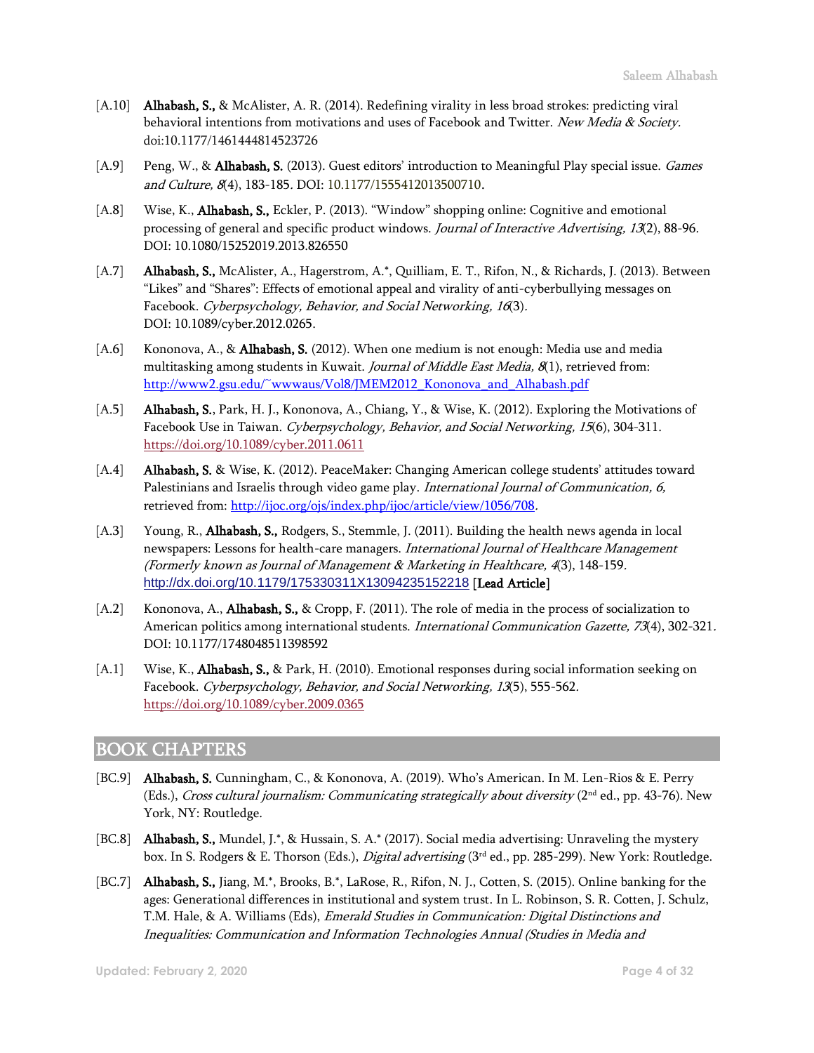[A.10] **Alhabash, S.,** & McAlister, A. R. (2014). Redefining virality in less broad strokes: predicting viral behavioral intentions from motivations and uses of Facebook and Twitter. *New Media & Society*. doi:10.1177/1461444814523726

[A.9] Peng, W., & **Alhabash, S.** (2013). Guest editors' introduction to Meaningful Play special issue. *Games and Culture, 8*(4), 183-185. DOI: 10.1177/1555412013500710.

[A.8] Wise, K., **Alhabash, S.,** Eckler, P. (2013). "Window" shopping online: Cognitive and emotional processing of general and specific product windows. *Journal of Interactive Advertising, 13*(2), 88-96. DOI: 10.1080/15252019.2013.826550

[A.7] **Alhabash, S.,** McAlister, A., Hagerstrom, A.*, Quilliam, E. T., Rifon, N., & Richards, J. (2013). Between "Likes" and "Shares": Effects of emotional appeal and virality of anti-cyberbullying messages on Facebook. *Cyberpsychology, Behavior, and Social Networking, 16*(3). DOI: 10.1089/cyber.2012.0265.

[A.6] Kononova, A., & **Alhabash, S.** (2012). When one medium is not enough: Media use and media multitasking among students in Kuwait. *Journal of Middle East Media, 8*(1), retrieved from: http://www2.gsu.edu/~wwwaus/Vol8/JMEM2012_Kononova_and_Alhabash.pdf

[A.5] **Alhabash, S.**, Park, H. J., Kononova, A., Chiang, Y., & Wise, K. (2012). Exploring the Motivations of Facebook Use in Taiwan. *Cyberpsychology, Behavior, and Social Networking, 15*(6), 304-311. https://doi.org/10.1089/cyber.2011.0611

[A.4] **Alhabash, S.** & Wise, K. (2012). PeaceMaker: Changing American college students' attitudes toward Palestinians and Israelis through video game play. *International Journal of Communication, 6*, retrieved from: http://ijoc.org/ojs/index.php/ijoc/article/view/1056/708.

[A.3] Young, R., **Alhabash, S.,** Rodgers, S., Stemmle, J. (2011). Building the health news agenda in local newspapers: Lessons for health-care managers. *International Journal of Healthcare Management (Formerly known as Journal of Management & Marketing in Healthcare, 4*(3), 148-159. http://dx.doi.org/10.1179/175330311X13094235152218 **[Lead Article]**

[A.2] Kononova, A., **Alhabash, S.,** & Cropp, F. (2011). The role of media in the process of socialization to American politics among international students. *International Communication Gazette, 73*(4), 302-321. DOI: 10.1177/1748048511398592

[A.1] Wise, K., **Alhabash, S.,** & Park, H. (2010). Emotional responses during social information seeking on Facebook. *Cyberpsychology, Behavior, and Social Networking, 13*(5), 555-562. https://doi.org/10.1089/cyber.2009.0365

## BOOK CHAPTERS

[BC.9] **Alhabash, S.** Cunningham, C., & Kononova, A. (2019). Who's American. In M. Len-Rios & E. Perry (Eds.), *Cross cultural journalism: Communicating strategically about diversity* (2nd ed., pp. 43-76). New York, NY: Routledge.

[BC.8] **Alhabash, S.,** Mundel, J.*, & Hussain, S. A.* (2017). Social media advertising: Unraveling the mystery box. In S. Rodgers & E. Thorson (Eds.), *Digital advertising* (3rd ed., pp. 285-299). New York: Routledge.

[BC.7] **Alhabash, S.,** Jiang, M.*, Brooks, B.*, LaRose, R., Rifon, N. J., Cotten, S. (2015). Online banking for the ages: Generational differences in institutional and system trust. In L. Robinson, S. R. Cotten, J. Schulz, T.M. Hale, & A. Williams (Eds), *Emerald Studies in Communication: Digital Distinctions and Inequalities: Communication and Information Technologies Annual (Studies in Media and*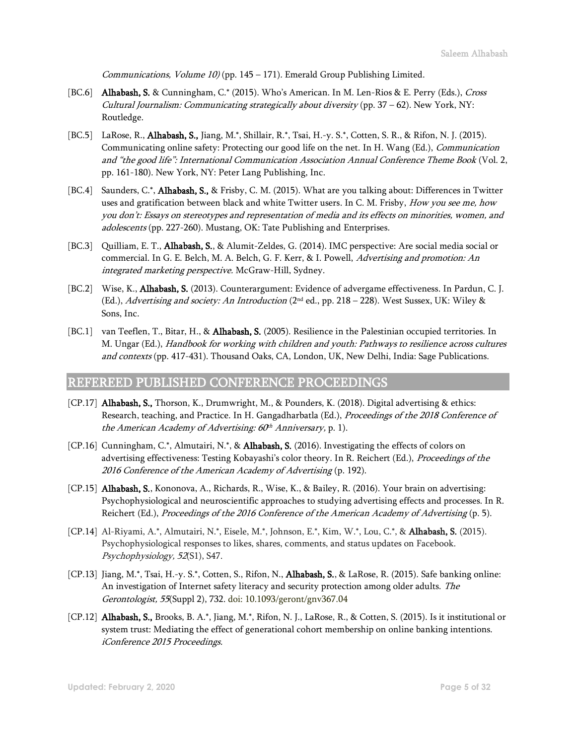*Communications, Volume 10)* (pp. 145 – 171). Emerald Group Publishing Limited.

[BC.6] **Alhabash, S.** & Cunningham, C.* (2015). Who's American. In M. Len-Rios & E. Perry (Eds.), *Cross Cultural Journalism: Communicating strategically about diversity* (pp. 37 – 62). New York, NY: Routledge.

[BC.5] LaRose, R., **Alhabash, S.,** Jiang, M.*, Shillair, R.*, Tsai, H.-y. S.*, Cotten, S. R., & Rifon, N. J. (2015). Communicating online safety: Protecting our good life on the net. In H. Wang (Ed.), *Communication and "the good life": International Communication Association Annual Conference Theme Book* (Vol. 2, pp. 161-180). New York, NY: Peter Lang Publishing, Inc.

[BC.4] Saunders, C.*, **Alhabash, S.,** & Frisby, C. M. (2015). What are you talking about: Differences in Twitter uses and gratification between black and white Twitter users. In C. M. Frisby, *How you see me, how you don't: Essays on stereotypes and representation of media and its effects on minorities, women, and adolescents* (pp. 227-260). Mustang, OK: Tate Publishing and Enterprises.

[BC.3] Quilliam, E. T., **Alhabash, S.**, & Alumit-Zeldes, G. (2014). IMC perspective: Are social media social or commercial. In G. E. Belch, M. A. Belch, G. F. Kerr, & I. Powell, *Advertising and promotion: An integrated marketing perspective.* McGraw-Hill, Sydney.

[BC.2] Wise, K., **Alhabash, S.** (2013). Counterargument: Evidence of advergame effectiveness. In Pardun, C. J. (Ed.), *Advertising and society: An Introduction* (2nd ed., pp. 218 – 228). West Sussex, UK: Wiley & Sons, Inc.

[BC.1] van Teeflen, T., Bitar, H., & **Alhabash, S.** (2005). Resilience in the Palestinian occupied territories. In M. Ungar (Ed.), *Handbook for working with children and youth: Pathways to resilience across cultures and contexts* (pp. 417-431). Thousand Oaks, CA, London, UK, New Delhi, India: Sage Publications.

## REFEREED PUBLISHED CONFERENCE PROCEEDINGS

[CP.17] **Alhabash, S.,** Thorson, K., Drumwright, M., & Pounders, K. (2018). Digital advertising & ethics: Research, teaching, and Practice. In H. Gangadharbatla (Ed.), *Proceedings of the 2018 Conference of the American Academy of Advertising: 60th Anniversary,* p. 1).

[CP.16] Cunningham, C.*, Almutairi, N.*, & **Alhabash, S.** (2016). Investigating the effects of colors on advertising effectiveness: Testing Kobayashi's color theory. In R. Reichert (Ed.), *Proceedings of the 2016 Conference of the American Academy of Advertising* (p. 192).

[CP.15] **Alhabash, S.**, Kononova, A., Richards, R., Wise, K., & Bailey, R. (2016). Your brain on advertising: Psychophysiological and neuroscientific approaches to studying advertising effects and processes. In R. Reichert (Ed.), *Proceedings of the 2016 Conference of the American Academy of Advertising* (p. 5).

[CP.14] Al-Riyami, A.*, Almutairi, N.*, Eisele, M.*, Johnson, E.*, Kim, W.*, Lou, C.*, & **Alhabash, S.** (2015). Psychophysiological responses to likes, shares, comments, and status updates on Facebook. *Psychophysiology, 52*(S1), S47.

[CP.13] Jiang, M.*, Tsai, H.-y. S.*, Cotten, S., Rifon, N., **Alhabash, S.**, & LaRose, R. (2015). Safe banking online: An investigation of Internet safety literacy and security protection among older adults. *The Gerontologist, 55*(Suppl 2), 732. doi: 10.1093/geront/gnv367.04

[CP.12] **Alhabash, S.,** Brooks, B. A.*, Jiang, M.*, Rifon, N. J., LaRose, R., & Cotten, S. (2015). Is it institutional or system trust: Mediating the effect of generational cohort membership on online banking intentions. *iConference 2015 Proceedings.*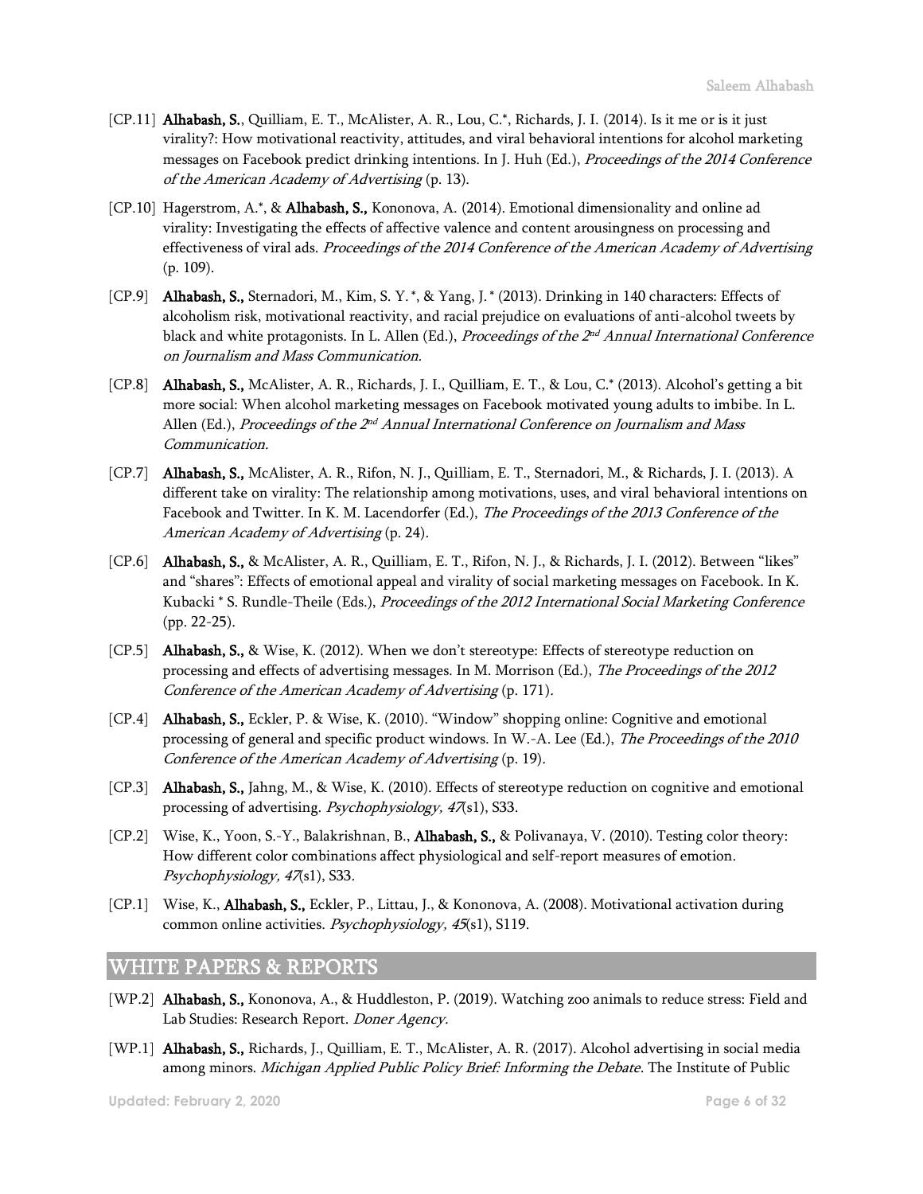[CP.11] **Alhabash, S.**, Quilliam, E. T., McAlister, A. R., Lou, C.*, Richards, J. I. (2014). Is it me or is it just virality?: How motivational reactivity, attitudes, and viral behavioral intentions for alcohol marketing messages on Facebook predict drinking intentions. In J. Huh (Ed.), *Proceedings of the 2014 Conference of the American Academy of Advertising* (p. 13).

[CP.10] Hagerstrom, A.*, & **Alhabash, S.,** Kononova, A. (2014). Emotional dimensionality and online ad virality: Investigating the effects of affective valence and content arousingness on processing and effectiveness of viral ads. *Proceedings of the 2014 Conference of the American Academy of Advertising* (p. 109).

[CP.9] **Alhabash, S.,** Sternadori, M., Kim, S. Y.*, & Yang, J.* (2013). Drinking in 140 characters: Effects of alcoholism risk, motivational reactivity, and racial prejudice on evaluations of anti-alcohol tweets by black and white protagonists. In L. Allen (Ed.), *Proceedings of the 2nd Annual International Conference on Journalism and Mass Communication.*

[CP.8] **Alhabash, S.,** McAlister, A. R., Richards, J. I., Quilliam, E. T., & Lou, C.* (2013). Alcohol's getting a bit more social: When alcohol marketing messages on Facebook motivated young adults to imbibe. In L. Allen (Ed.), *Proceedings of the 2nd Annual International Conference on Journalism and Mass Communication.*

[CP.7] **Alhabash, S.,** McAlister, A. R., Rifon, N. J., Quilliam, E. T., Sternadori, M., & Richards, J. I. (2013). A different take on virality: The relationship among motivations, uses, and viral behavioral intentions on Facebook and Twitter. In K. M. Lacendorfer (Ed.), *The Proceedings of the 2013 Conference of the American Academy of Advertising* (p. 24).

[CP.6] **Alhabash, S.,** & McAlister, A. R., Quilliam, E. T., Rifon, N. J., & Richards, J. I. (2012). Between "likes" and "shares": Effects of emotional appeal and virality of social marketing messages on Facebook. In K. Kubacki * S. Rundle-Theile (Eds.), *Proceedings of the 2012 International Social Marketing Conference* (pp. 22-25).

[CP.5] **Alhabash, S.,** & Wise, K. (2012). When we don't stereotype: Effects of stereotype reduction on processing and effects of advertising messages. In M. Morrison (Ed.), *The Proceedings of the 2012 Conference of the American Academy of Advertising* (p. 171).

[CP.4] **Alhabash, S.,** Eckler, P. & Wise, K. (2010). "Window" shopping online: Cognitive and emotional processing of general and specific product windows. In W.-A. Lee (Ed.), *The Proceedings of the 2010 Conference of the American Academy of Advertising* (p. 19).

[CP.3] **Alhabash, S.,** Jahng, M., & Wise, K. (2010). Effects of stereotype reduction on cognitive and emotional processing of advertising. *Psychophysiology, 47*(s1), S33.

[CP.2] Wise, K., Yoon, S.-Y., Balakrishnan, B., **Alhabash, S.,** & Polivanaya, V. (2010). Testing color theory: How different color combinations affect physiological and self-report measures of emotion. *Psychophysiology, 47*(s1), S33.

[CP.1] Wise, K., **Alhabash, S.,** Eckler, P., Littau, J., & Kononova, A. (2008). Motivational activation during common online activities. *Psychophysiology, 45*(s1), S119.

## WHITE PAPERS & REPORTS

[WP.2] **Alhabash, S.,** Kononova, A., & Huddleston, P. (2019). Watching zoo animals to reduce stress: Field and Lab Studies: Research Report. *Doner Agency.*

[WP.1] **Alhabash, S.,** Richards, J., Quilliam, E. T., McAlister, A. R. (2017). Alcohol advertising in social media among minors. *Michigan Applied Public Policy Brief: Informing the Debate.* The Institute of Public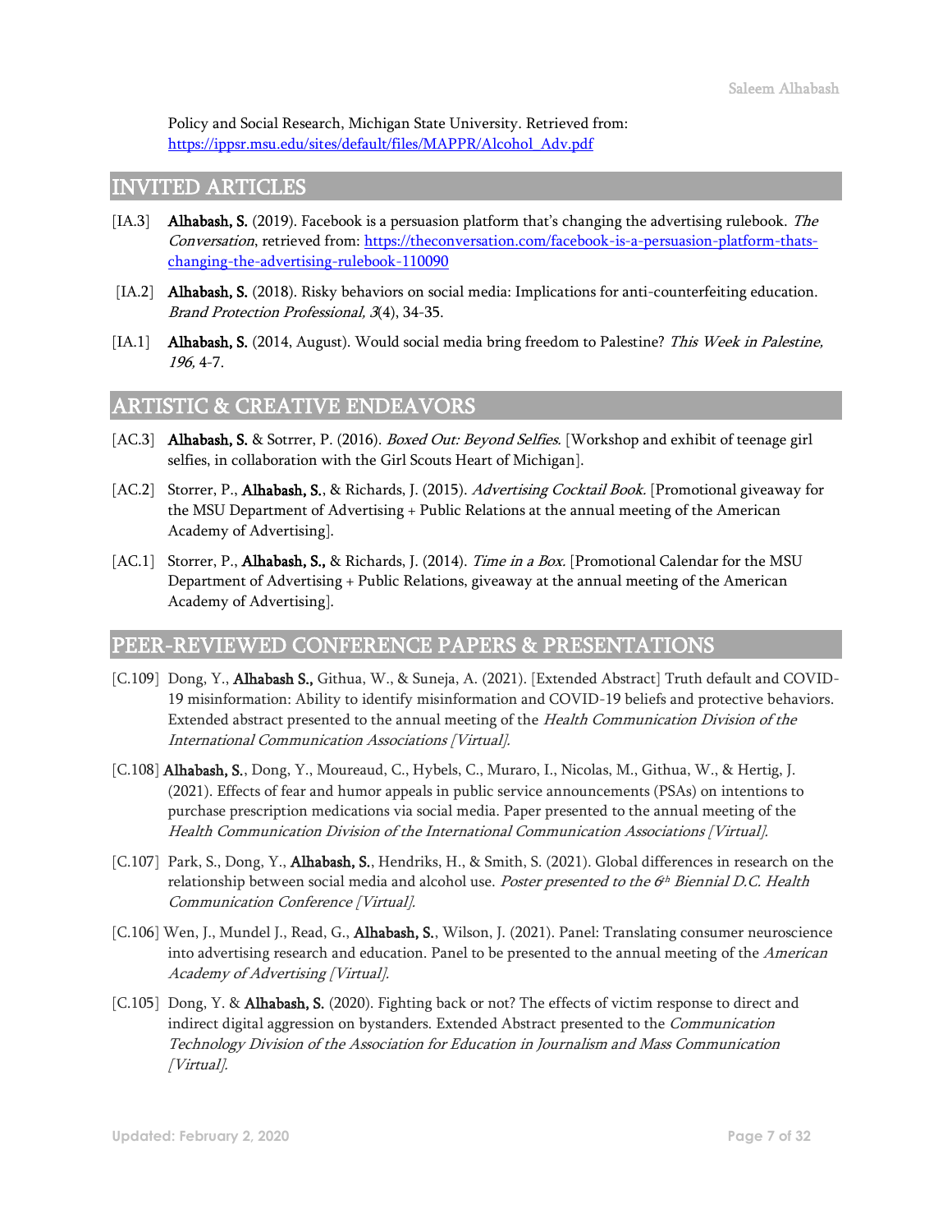Policy and Social Research, Michigan State University. Retrieved from: https://ippsr.msu.edu/sites/default/files/MAPPR/Alcohol_Adv.pdf

## INVITED ARTICLES

[IA.3] **Alhabash, S.** (2019). Facebook is a persuasion platform that's changing the advertising rulebook. *The Conversation*, retrieved from: https://theconversation.com/facebook-is-a-persuasion-platform-thats-changing-the-advertising-rulebook-110090

[IA.2] **Alhabash, S.** (2018). Risky behaviors on social media: Implications for anti-counterfeiting education. *Brand Protection Professional, 3*(4), 34-35.

[IA.1] **Alhabash, S.** (2014, August). Would social media bring freedom to Palestine? *This Week in Palestine, 196*, 4-7.

## ARTISTIC & CREATIVE ENDEAVORS

[AC.3] **Alhabash, S.** & Sotrrer, P. (2016). *Boxed Out: Beyond Selfies.* [Workshop and exhibit of teenage girl selfies, in collaboration with the Girl Scouts Heart of Michigan].

[AC.2] Storrer, P., **Alhabash, S.**, & Richards, J. (2015). *Advertising Cocktail Book.* [Promotional giveaway for the MSU Department of Advertising + Public Relations at the annual meeting of the American Academy of Advertising].

[AC.1] Storrer, P., **Alhabash, S.,** & Richards, J. (2014). *Time in a Box.* [Promotional Calendar for the MSU Department of Advertising + Public Relations, giveaway at the annual meeting of the American Academy of Advertising].

## PEER-REVIEWED CONFERENCE PAPERS & PRESENTATIONS

[C.109] Dong, Y., **Alhabash S.,** Githua, W., & Suneja, A. (2021). [Extended Abstract] Truth default and COVID-19 misinformation: Ability to identify misinformation and COVID-19 beliefs and protective behaviors. Extended abstract presented to the annual meeting of the *Health Communication Division of the International Communication Associations [Virtual].*

[C.108] **Alhabash, S.**, Dong, Y., Moureaud, C., Hybels, C., Muraro, I., Nicolas, M., Githua, W., & Hertig, J. (2021). Effects of fear and humor appeals in public service announcements (PSAs) on intentions to purchase prescription medications via social media. Paper presented to the annual meeting of the *Health Communication Division of the International Communication Associations [Virtual].*

[C.107] Park, S., Dong, Y., **Alhabash, S.**, Hendriks, H., & Smith, S. (2021). Global differences in research on the relationship between social media and alcohol use. *Poster presented to the 6th Biennial D.C. Health Communication Conference [Virtual].*

[C.106] Wen, J., Mundel J., Read, G., **Alhabash, S.**, Wilson, J. (2021). Panel: Translating consumer neuroscience into advertising research and education. Panel to be presented to the annual meeting of the *American Academy of Advertising [Virtual].*

[C.105] Dong, Y. & **Alhabash, S.** (2020). Fighting back or not? The effects of victim response to direct and indirect digital aggression on bystanders. Extended Abstract presented to the *Communication Technology Division of the Association for Education in Journalism and Mass Communication [Virtual].*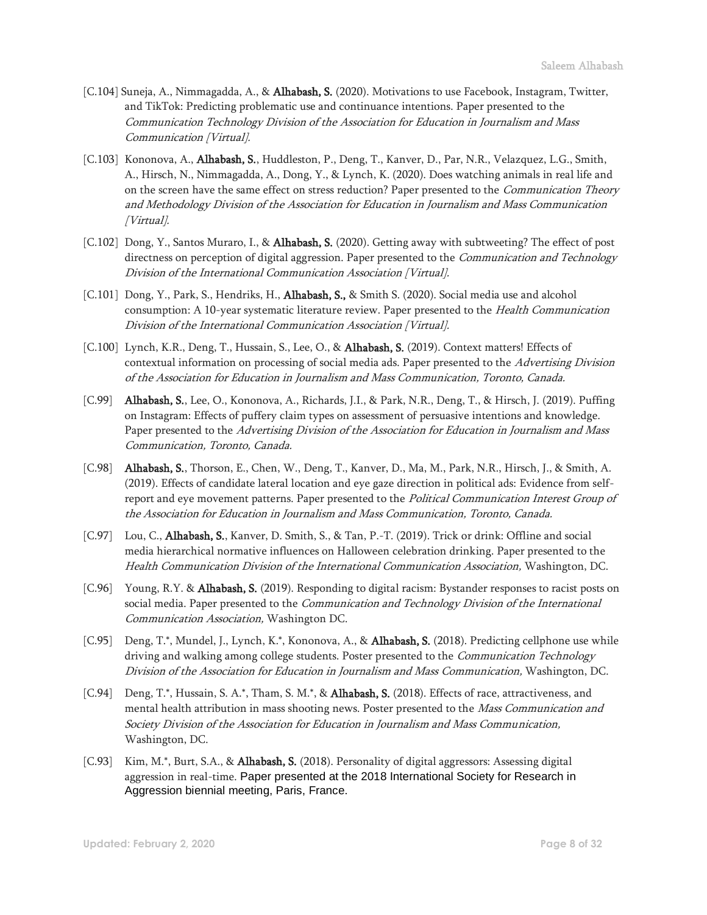[C.104] Suneja, A., Nimmagadda, A., & **Alhabash, S.** (2020). Motivations to use Facebook, Instagram, Twitter, and TikTok: Predicting problematic use and continuance intentions. Paper presented to the *Communication Technology Division of the Association for Education in Journalism and Mass Communication [Virtual].*

[C.103] Kononova, A., **Alhabash, S.**, Huddleston, P., Deng, T., Kanver, D., Par, N.R., Velazquez, L.G., Smith, A., Hirsch, N., Nimmagadda, A., Dong, Y., & Lynch, K. (2020). Does watching animals in real life and on the screen have the same effect on stress reduction? Paper presented to the *Communication Theory and Methodology Division of the Association for Education in Journalism and Mass Communication [Virtual].*

[C.102] Dong, Y., Santos Muraro, I., & **Alhabash, S.** (2020). Getting away with subtweeting? The effect of post directness on perception of digital aggression. Paper presented to the *Communication and Technology Division of the International Communication Association [Virtual].*

[C.101] Dong, Y., Park, S., Hendriks, H., **Alhabash, S.,** & Smith S. (2020). Social media use and alcohol consumption: A 10-year systematic literature review. Paper presented to the *Health Communication Division of the International Communication Association [Virtual].*

[C.100] Lynch, K.R., Deng, T., Hussain, S., Lee, O., & **Alhabash, S.** (2019). Context matters! Effects of contextual information on processing of social media ads. Paper presented to the *Advertising Division of the Association for Education in Journalism and Mass Communication, Toronto, Canada.*

[C.99] **Alhabash, S.**, Lee, O., Kononova, A., Richards, J.I., & Park, N.R., Deng, T., & Hirsch, J. (2019). Puffing on Instagram: Effects of puffery claim types on assessment of persuasive intentions and knowledge. Paper presented to the *Advertising Division of the Association for Education in Journalism and Mass Communication, Toronto, Canada.*

[C.98] **Alhabash, S.**, Thorson, E., Chen, W., Deng, T., Kanver, D., Ma, M., Park, N.R., Hirsch, J., & Smith, A. (2019). Effects of candidate lateral location and eye gaze direction in political ads: Evidence from self-report and eye movement patterns. Paper presented to the *Political Communication Interest Group of the Association for Education in Journalism and Mass Communication, Toronto, Canada.*

[C.97] Lou, C., **Alhabash, S.**, Kanver, D. Smith, S., & Tan, P.-T. (2019). Trick or drink: Offline and social media hierarchical normative influences on Halloween celebration drinking. Paper presented to the *Health Communication Division of the International Communication Association,* Washington, DC.

[C.96] Young, R.Y. & **Alhabash, S.** (2019). Responding to digital racism: Bystander responses to racist posts on social media. Paper presented to the *Communication and Technology Division of the International Communication Association,* Washington DC.

[C.95] Deng, T.*, Mundel, J., Lynch, K.*, Kononova, A., & **Alhabash, S.** (2018). Predicting cellphone use while driving and walking among college students. Poster presented to the *Communication Technology Division of the Association for Education in Journalism and Mass Communication,* Washington, DC.

[C.94] Deng, T.*, Hussain, S. A.*, Tham, S. M.*, & **Alhabash, S.** (2018). Effects of race, attractiveness, and mental health attribution in mass shooting news. Poster presented to the *Mass Communication and Society Division of the Association for Education in Journalism and Mass Communication,* Washington, DC.

[C.93] Kim, M.*, Burt, S.A., & **Alhabash, S.** (2018). Personality of digital aggressors: Assessing digital aggression in real-time. Paper presented at the 2018 International Society for Research in Aggression biennial meeting, Paris, France.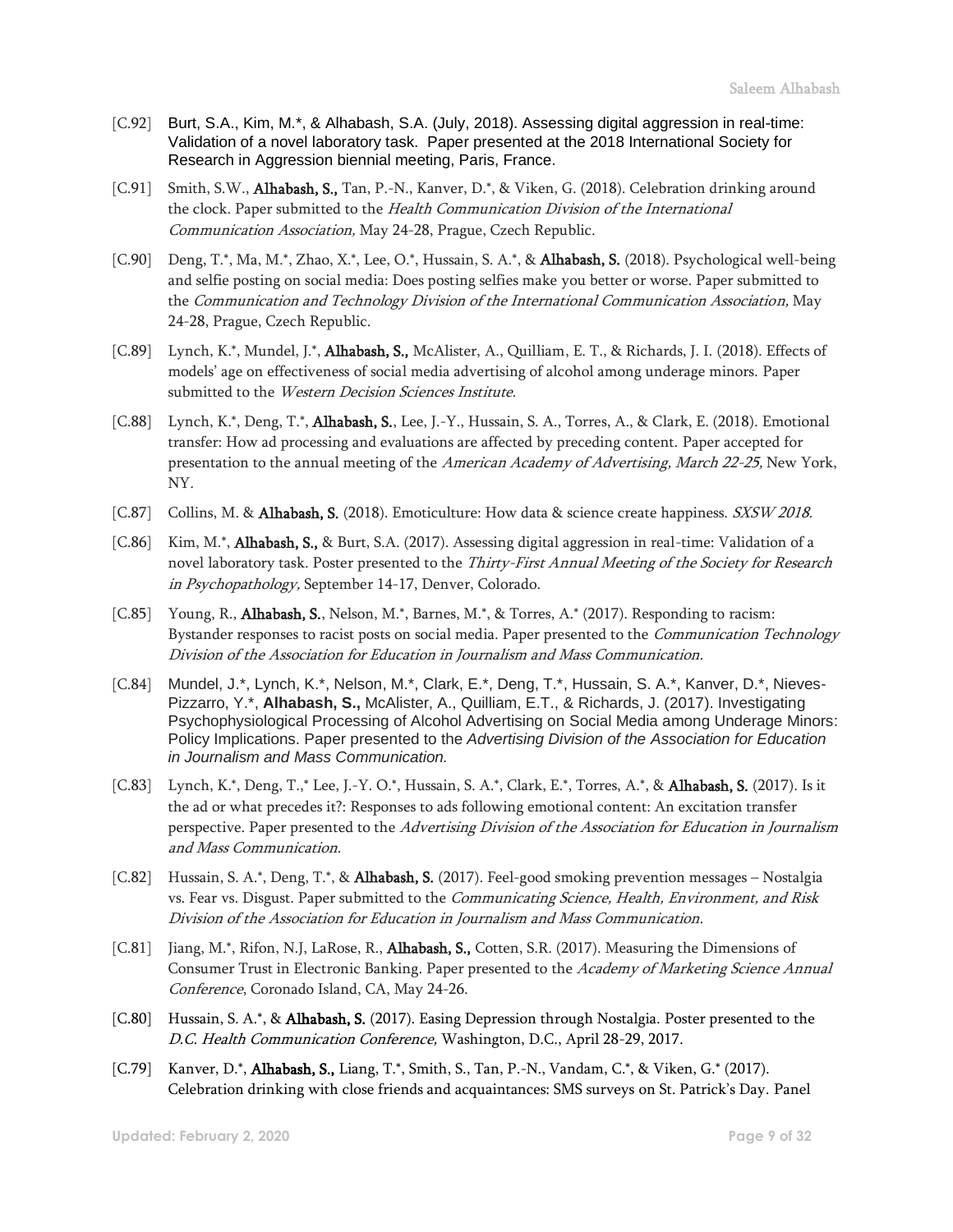[C.92] Burt, S.A., Kim, M.*, & Alhabash, S.A. (July, 2018). Assessing digital aggression in real-time: Validation of a novel laboratory task. Paper presented at the 2018 International Society for Research in Aggression biennial meeting, Paris, France.

[C.91] Smith, S.W., **Alhabash, S.,** Tan, P.-N., Kanver, D.*, & Viken, G. (2018). Celebration drinking around the clock. Paper submitted to the *Health Communication Division of the International Communication Association,* May 24-28, Prague, Czech Republic.

[C.90] Deng, T.*, Ma, M.*, Zhao, X.*, Lee, O.*, Hussain, S. A.*, & **Alhabash, S.** (2018). Psychological well-being and selfie posting on social media: Does posting selfies make you better or worse. Paper submitted to the *Communication and Technology Division of the International Communication Association,* May 24-28, Prague, Czech Republic.

[C.89] Lynch, K.*, Mundel, J.*, **Alhabash, S.,** McAlister, A., Quilliam, E. T., & Richards, J. I. (2018). Effects of models' age on effectiveness of social media advertising of alcohol among underage minors. Paper submitted to the *Western Decision Sciences Institute.*

[C.88] Lynch, K.*, Deng, T.*, **Alhabash, S.**, Lee, J.-Y., Hussain, S. A., Torres, A., & Clark, E. (2018). Emotional transfer: How ad processing and evaluations are affected by preceding content. Paper accepted for presentation to the annual meeting of the *American Academy of Advertising, March 22-25,* New York, NY.

[C.87] Collins, M. & **Alhabash, S.** (2018). Emoticulture: How data & science create happiness. *SXSW 2018.*

[C.86] Kim, M.*, **Alhabash, S.,** & Burt, S.A. (2017). Assessing digital aggression in real-time: Validation of a novel laboratory task. Poster presented to the *Thirty-First Annual Meeting of the Society for Research in Psychopathology,* September 14-17, Denver, Colorado.

[C.85] Young, R., **Alhabash, S.**, Nelson, M.*, Barnes, M.*, & Torres, A.* (2017). Responding to racism: Bystander responses to racist posts on social media. Paper presented to the *Communication Technology Division of the Association for Education in Journalism and Mass Communication.*

[C.84] Mundel, J.*, Lynch, K.*, Nelson, M.*, Clark, E.*, Deng, T.*, Hussain, S. A.*, Kanver, D.*, Nieves-Pizzarro, Y.*, **Alhabash, S.,** McAlister, A., Quilliam, E.T., & Richards, J. (2017). Investigating Psychophysiological Processing of Alcohol Advertising on Social Media among Underage Minors: Policy Implications. Paper presented to the *Advertising Division of the Association for Education in Journalism and Mass Communication.*

[C.83] Lynch, K.*, Deng, T.,* Lee, J.-Y. O.*, Hussain, S. A.*, Clark, E.*, Torres, A.*, & **Alhabash, S.** (2017). Is it the ad or what precedes it?: Responses to ads following emotional content: An excitation transfer perspective. Paper presented to the *Advertising Division of the Association for Education in Journalism and Mass Communication.*

[C.82] Hussain, S. A.*, Deng, T.*, & **Alhabash, S.** (2017). Feel-good smoking prevention messages – Nostalgia vs. Fear vs. Disgust. Paper submitted to the *Communicating Science, Health, Environment, and Risk Division of the Association for Education in Journalism and Mass Communication.*

[C.81] Jiang, M.*, Rifon, N.J, LaRose, R., **Alhabash, S.,** Cotten, S.R. (2017). Measuring the Dimensions of Consumer Trust in Electronic Banking. Paper presented to the *Academy of Marketing Science Annual Conference*, Coronado Island, CA, May 24-26.

[C.80] Hussain, S. A.*, & **Alhabash, S.** (2017). Easing Depression through Nostalgia. Poster presented to the *D.C. Health Communication Conference,* Washington, D.C., April 28-29, 2017.

[C.79] Kanver, D.*, **Alhabash, S.,** Liang, T.*, Smith, S., Tan, P.-N., Vandam, C.*, & Viken, G.* (2017). Celebration drinking with close friends and acquaintances: SMS surveys on St. Patrick's Day. Panel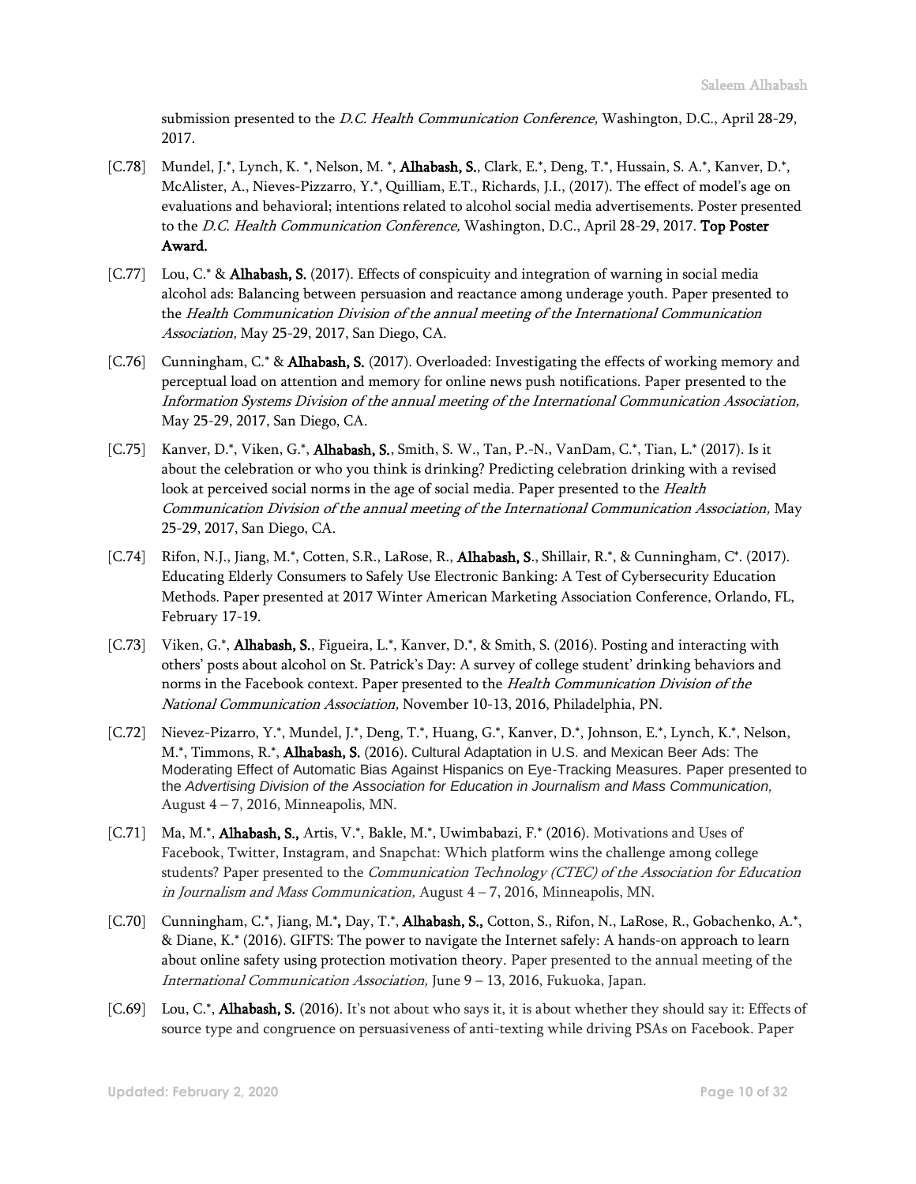submission presented to the *D.C. Health Communication Conference,* Washington, D.C., April 28-29, 2017.

[C.78] Mundel, J.*, Lynch, K. *, Nelson, M. *, **Alhabash, S.**, Clark, E.*, Deng, T.*, Hussain, S. A.*, Kanver, D.*, McAlister, A., Nieves-Pizzarro, Y.*, Quilliam, E.T., Richards, J.I., (2017). The effect of model's age on evaluations and behavioral; intentions related to alcohol social media advertisements. Poster presented to the *D.C. Health Communication Conference,* Washington, D.C., April 28-29, 2017. **Top Poster Award.**

[C.77] Lou, C.* & **Alhabash, S.** (2017). Effects of conspicuity and integration of warning in social media alcohol ads: Balancing between persuasion and reactance among underage youth. Paper presented to the *Health Communication Division of the annual meeting of the International Communication Association,* May 25-29, 2017, San Diego, CA.

[C.76] Cunningham, C.* & **Alhabash, S.** (2017). Overloaded: Investigating the effects of working memory and perceptual load on attention and memory for online news push notifications. Paper presented to the *Information Systems Division of the annual meeting of the International Communication Association,* May 25-29, 2017, San Diego, CA.

[C.75] Kanver, D.*, Viken, G.*, **Alhabash, S.**, Smith, S. W., Tan, P.-N., VanDam, C.*, Tian, L.* (2017). Is it about the celebration or who you think is drinking? Predicting celebration drinking with a revised look at perceived social norms in the age of social media. Paper presented to the *Health Communication Division of the annual meeting of the International Communication Association,* May 25-29, 2017, San Diego, CA.

[C.74] Rifon, N.J., Jiang, M.*, Cotten, S.R., LaRose, R., **Alhabash, S.**, Shillair, R.*, & Cunningham, C*. (2017). Educating Elderly Consumers to Safely Use Electronic Banking: A Test of Cybersecurity Education Methods. Paper presented at 2017 Winter American Marketing Association Conference, Orlando, FL, February 17-19.

[C.73] Viken, G.*, **Alhabash, S.**, Figueira, L.*, Kanver, D.*, & Smith, S. (2016). Posting and interacting with others' posts about alcohol on St. Patrick's Day: A survey of college student' drinking behaviors and norms in the Facebook context. Paper presented to the *Health Communication Division of the National Communication Association,* November 10-13, 2016, Philadelphia, PN.

[C.72] Nievez-Pizarro, Y.*, Mundel, J.*, Deng, T.*, Huang, G.*, Kanver, D.*, Johnson, E.*, Lynch, K.*, Nelson, M.*, Timmons, R.*, **Alhabash, S.** (2016). Cultural Adaptation in U.S. and Mexican Beer Ads: The Moderating Effect of Automatic Bias Against Hispanics on Eye-Tracking Measures. Paper presented to the *Advertising Division of the Association for Education in Journalism and Mass Communication,* August 4 – 7, 2016, Minneapolis, MN.

[C.71] Ma, M.*, **Alhabash, S.**, Artis, V.*, Bakle, M.*, Uwimbabazi, F.* (2016). Motivations and Uses of Facebook, Twitter, Instagram, and Snapchat: Which platform wins the challenge among college students? Paper presented to the *Communication Technology (CTEC) of the Association for Education in Journalism and Mass Communication,* August 4 – 7, 2016, Minneapolis, MN.

[C.70] Cunningham, C.*, Jiang, M.*, Day, T.*, **Alhabash, S.**, Cotton, S., Rifon, N., LaRose, R., Gobachenko, A.*, & Diane, K.* (2016). GIFTS: The power to navigate the Internet safely: A hands-on approach to learn about online safety using protection motivation theory. Paper presented to the annual meeting of the *International Communication Association,* June 9 – 13, 2016, Fukuoka, Japan.

[C.69] Lou, C.*, **Alhabash, S.** (2016). It's not about who says it, it is about whether they should say it: Effects of source type and congruence on persuasiveness of anti-texting while driving PSAs on Facebook. Paper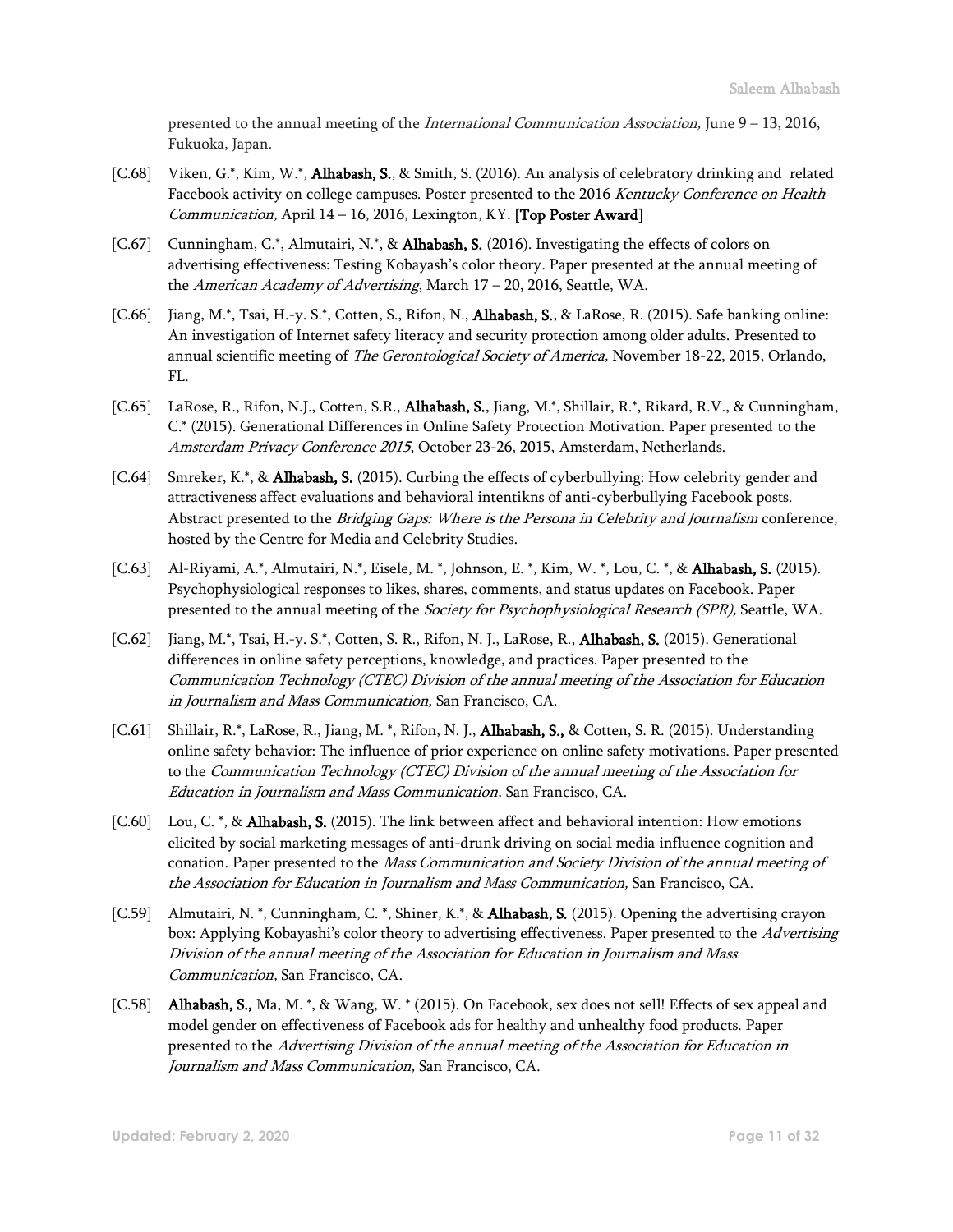presented to the annual meeting of the *International Communication Association,* June 9 – 13, 2016, Fukuoka, Japan.

[C.68] Viken, G.*, Kim, W.*, **Alhabash, S.**, & Smith, S. (2016). An analysis of celebratory drinking and related Facebook activity on college campuses. Poster presented to the 2016 *Kentucky Conference on Health Communication,* April 14 – 16, 2016, Lexington, KY. **[Top Poster Award]**

[C.67] Cunningham, C.*, Almutairi, N.*, & **Alhabash, S.** (2016). Investigating the effects of colors on advertising effectiveness: Testing Kobayash's color theory. Paper presented at the annual meeting of the *American Academy of Advertising*, March 17 – 20, 2016, Seattle, WA.

[C.66] Jiang, M.*, Tsai, H.-y. S.*, Cotten, S., Rifon, N., **Alhabash, S.**, & LaRose, R. (2015). Safe banking online: An investigation of Internet safety literacy and security protection among older adults. Presented to annual scientific meeting of *The Gerontological Society of America,* November 18-22, 2015, Orlando, FL.

[C.65] LaRose, R., Rifon, N.J., Cotten, S.R., **Alhabash, S.**, Jiang, M.*, Shillair, R.*, Rikard, R.V., & Cunningham, C.* (2015). Generational Differences in Online Safety Protection Motivation. Paper presented to the *Amsterdam Privacy Conference 2015*, October 23-26, 2015, Amsterdam, Netherlands.

[C.64] Smreker, K.*, & **Alhabash, S.** (2015). Curbing the effects of cyberbullying: How celebrity gender and attractiveness affect evaluations and behavioral intentikns of anti-cyberbullying Facebook posts. Abstract presented to the *Bridging Gaps: Where is the Persona in Celebrity and Journalism* conference, hosted by the Centre for Media and Celebrity Studies.

[C.63] Al-Riyami, A.*, Almutairi, N.*, Eisele, M. *, Johnson, E. *, Kim, W. *, Lou, C. *, & **Alhabash, S.** (2015). Psychophysiological responses to likes, shares, comments, and status updates on Facebook. Paper presented to the annual meeting of the *Society for Psychophysiological Research (SPR),* Seattle, WA.

[C.62] Jiang, M.*, Tsai, H.-y. S.*, Cotten, S. R., Rifon, N. J., LaRose, R., **Alhabash, S.** (2015). Generational differences in online safety perceptions, knowledge, and practices. Paper presented to the *Communication Technology (CTEC) Division of the annual meeting of the Association for Education in Journalism and Mass Communication,* San Francisco, CA.

[C.61] Shillair, R.*, LaRose, R., Jiang, M. *, Rifon, N. J., **Alhabash, S.,** & Cotten, S. R. (2015). Understanding online safety behavior: The influence of prior experience on online safety motivations. Paper presented to the *Communication Technology (CTEC) Division of the annual meeting of the Association for Education in Journalism and Mass Communication,* San Francisco, CA.

[C.60] Lou, C. *, & **Alhabash, S.** (2015). The link between affect and behavioral intention: How emotions elicited by social marketing messages of anti-drunk driving on social media influence cognition and conation. Paper presented to the *Mass Communication and Society Division of the annual meeting of the Association for Education in Journalism and Mass Communication,* San Francisco, CA.

[C.59] Almutairi, N. *, Cunningham, C. *, Shiner, K.*, & **Alhabash, S.** (2015). Opening the advertising crayon box: Applying Kobayashi's color theory to advertising effectiveness. Paper presented to the *Advertising Division of the annual meeting of the Association for Education in Journalism and Mass Communication,* San Francisco, CA.

[C.58] **Alhabash, S.,** Ma, M. *, & Wang, W. * (2015). On Facebook, sex does not sell! Effects of sex appeal and model gender on effectiveness of Facebook ads for healthy and unhealthy food products. Paper presented to the *Advertising Division of the annual meeting of the Association for Education in Journalism and Mass Communication,* San Francisco, CA.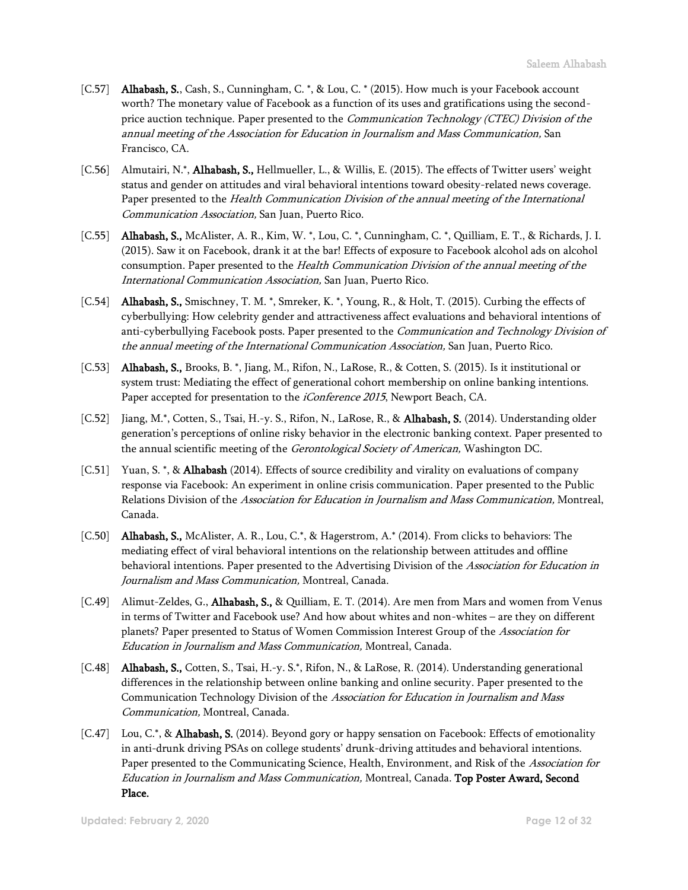[C.57] **Alhabash, S.**, Cash, S., Cunningham, C. *, & Lou, C. * (2015). How much is your Facebook account worth? The monetary value of Facebook as a function of its uses and gratifications using the second-price auction technique. Paper presented to the *Communication Technology (CTEC) Division of the annual meeting of the Association for Education in Journalism and Mass Communication,* San Francisco, CA.

[C.56] Almutairi, N.*, **Alhabash, S.,** Hellmueller, L., & Willis, E. (2015). The effects of Twitter users' weight status and gender on attitudes and viral behavioral intentions toward obesity-related news coverage. Paper presented to the *Health Communication Division of the annual meeting of the International Communication Association,* San Juan, Puerto Rico.

[C.55] **Alhabash, S.,** McAlister, A. R., Kim, W. *, Lou, C. *, Cunningham, C. *, Quilliam, E. T., & Richards, J. I. (2015). Saw it on Facebook, drank it at the bar! Effects of exposure to Facebook alcohol ads on alcohol consumption. Paper presented to the *Health Communication Division of the annual meeting of the International Communication Association,* San Juan, Puerto Rico.

[C.54] **Alhabash, S.,** Smischney, T. M. *, Smreker, K. *, Young, R., & Holt, T. (2015). Curbing the effects of cyberbullying: How celebrity gender and attractiveness affect evaluations and behavioral intentions of anti-cyberbullying Facebook posts. Paper presented to the *Communication and Technology Division of the annual meeting of the International Communication Association,* San Juan, Puerto Rico.

[C.53] **Alhabash, S.,** Brooks, B. *, Jiang, M., Rifon, N., LaRose, R., & Cotten, S. (2015). Is it institutional or system trust: Mediating the effect of generational cohort membership on online banking intentions. Paper accepted for presentation to the *iConference 2015*, Newport Beach, CA.

[C.52] Jiang, M.*, Cotten, S., Tsai, H.-y. S., Rifon, N., LaRose, R., & **Alhabash, S.** (2014). Understanding older generation's perceptions of online risky behavior in the electronic banking context. Paper presented to the annual scientific meeting of the *Gerontological Society of American,* Washington DC.

[C.51] Yuan, S. *, & **Alhabash** (2014). Effects of source credibility and virality on evaluations of company response via Facebook: An experiment in online crisis communication. Paper presented to the Public Relations Division of the *Association for Education in Journalism and Mass Communication,* Montreal, Canada.

[C.50] **Alhabash, S.,** McAlister, A. R., Lou, C.*, & Hagerstrom, A.* (2014). From clicks to behaviors: The mediating effect of viral behavioral intentions on the relationship between attitudes and offline behavioral intentions. Paper presented to the Advertising Division of the *Association for Education in Journalism and Mass Communication,* Montreal, Canada.

[C.49] Alimut-Zeldes, G., **Alhabash, S.,** & Quilliam, E. T. (2014). Are men from Mars and women from Venus in terms of Twitter and Facebook use? And how about whites and non-whites – are they on different planets? Paper presented to Status of Women Commission Interest Group of the *Association for Education in Journalism and Mass Communication,* Montreal, Canada.

[C.48] **Alhabash, S.,** Cotten, S., Tsai, H.-y. S.*, Rifon, N., & LaRose, R. (2014). Understanding generational differences in the relationship between online banking and online security. Paper presented to the Communication Technology Division of the *Association for Education in Journalism and Mass Communication,* Montreal, Canada.

[C.47] Lou, C.*, & **Alhabash, S.** (2014). Beyond gory or happy sensation on Facebook: Effects of emotionality in anti-drunk driving PSAs on college students' drunk-driving attitudes and behavioral intentions. Paper presented to the Communicating Science, Health, Environment, and Risk of the *Association for Education in Journalism and Mass Communication,* Montreal, Canada. **Top Poster Award, Second Place.**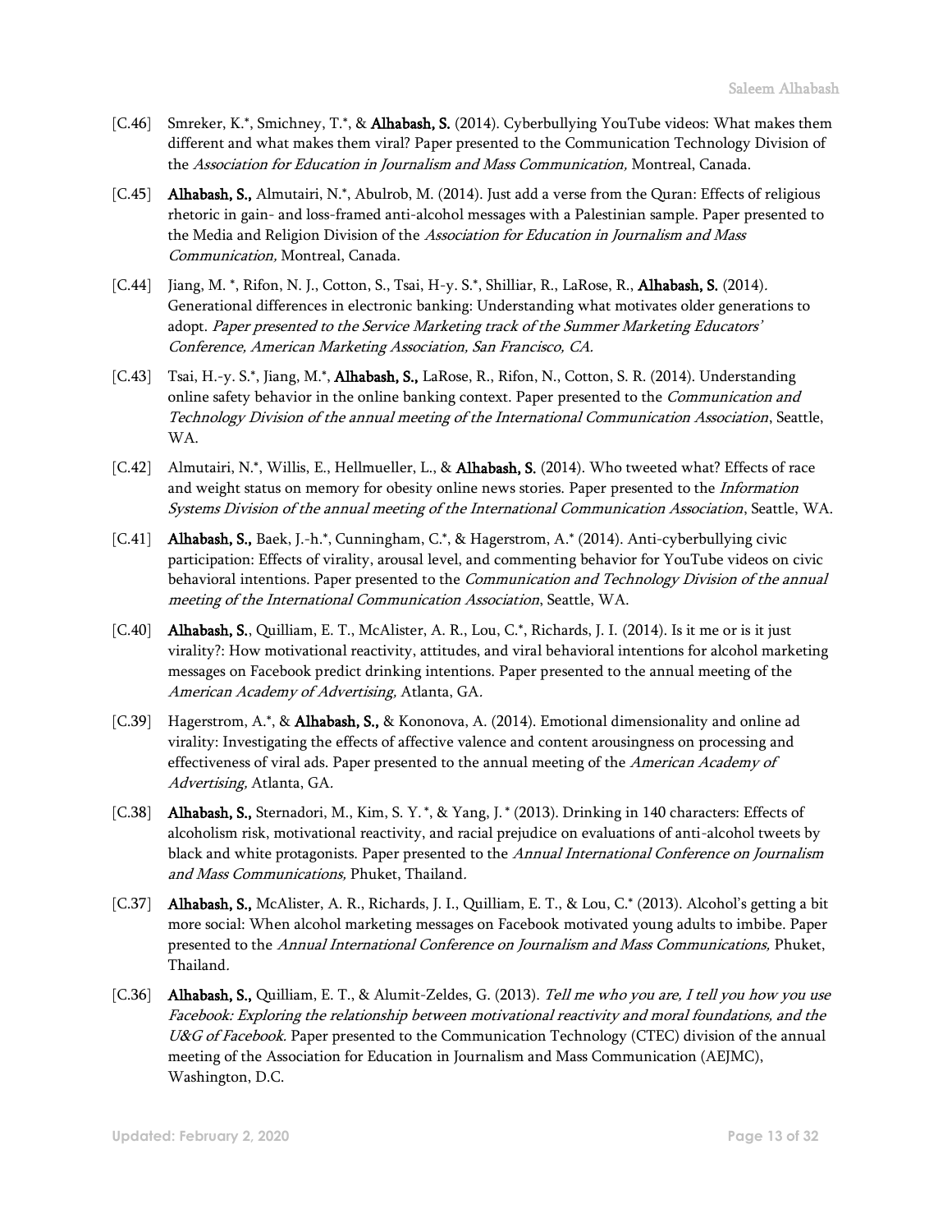[C.46] Smreker, K.*, Smichney, T.*, & **Alhabash, S.** (2014). Cyberbullying YouTube videos: What makes them different and what makes them viral? Paper presented to the Communication Technology Division of the *Association for Education in Journalism and Mass Communication,* Montreal, Canada.

[C.45] **Alhabash, S.,** Almutairi, N.*, Abulrob, M. (2014). Just add a verse from the Quran: Effects of religious rhetoric in gain- and loss-framed anti-alcohol messages with a Palestinian sample. Paper presented to the Media and Religion Division of the *Association for Education in Journalism and Mass Communication,* Montreal, Canada.

[C.44] Jiang, M. *, Rifon, N. J., Cotton, S., Tsai, H-y. S.*, Shilliar, R., LaRose, R., **Alhabash, S.** (2014). Generational differences in electronic banking: Understanding what motivates older generations to adopt. *Paper presented to the Service Marketing track of the Summer Marketing Educators' Conference, American Marketing Association, San Francisco, CA.*

[C.43] Tsai, H.-y. S.*, Jiang, M.*, **Alhabash, S.,** LaRose, R., Rifon, N., Cotton, S. R. (2014). Understanding online safety behavior in the online banking context. Paper presented to the *Communication and Technology Division of the annual meeting of the International Communication Association*, Seattle, WA.

[C.42] Almutairi, N.*, Willis, E., Hellmueller, L., & **Alhabash, S.** (2014). Who tweeted what? Effects of race and weight status on memory for obesity online news stories. Paper presented to the *Information Systems Division of the annual meeting of the International Communication Association*, Seattle, WA.

[C.41] **Alhabash, S.,** Baek, J.-h.*, Cunningham, C.*, & Hagerstrom, A.* (2014). Anti-cyberbullying civic participation: Effects of virality, arousal level, and commenting behavior for YouTube videos on civic behavioral intentions. Paper presented to the *Communication and Technology Division of the annual meeting of the International Communication Association*, Seattle, WA.

[C.40] **Alhabash, S.**, Quilliam, E. T., McAlister, A. R., Lou, C.*, Richards, J. I. (2014). Is it me or is it just virality?: How motivational reactivity, attitudes, and viral behavioral intentions for alcohol marketing messages on Facebook predict drinking intentions. Paper presented to the annual meeting of the *American Academy of Advertising,* Atlanta, GA.

[C.39] Hagerstrom, A.*, & **Alhabash, S.,** & Kononova, A. (2014). Emotional dimensionality and online ad virality: Investigating the effects of affective valence and content arousingness on processing and effectiveness of viral ads. Paper presented to the annual meeting of the *American Academy of Advertising,* Atlanta, GA.

[C.38] **Alhabash, S.,** Sternadori, M., Kim, S. Y. *, & Yang, J. * (2013). Drinking in 140 characters: Effects of alcoholism risk, motivational reactivity, and racial prejudice on evaluations of anti-alcohol tweets by black and white protagonists. Paper presented to the *Annual International Conference on Journalism and Mass Communications,* Phuket, Thailand.

[C.37] **Alhabash, S.,** McAlister, A. R., Richards, J. I., Quilliam, E. T., & Lou, C.* (2013). Alcohol's getting a bit more social: When alcohol marketing messages on Facebook motivated young adults to imbibe. Paper presented to the *Annual International Conference on Journalism and Mass Communications,* Phuket, Thailand.

[C.36] **Alhabash, S.,** Quilliam, E. T., & Alumit-Zeldes, G. (2013). *Tell me who you are, I tell you how you use Facebook: Exploring the relationship between motivational reactivity and moral foundations, and the U&G of Facebook.* Paper presented to the Communication Technology (CTEC) division of the annual meeting of the Association for Education in Journalism and Mass Communication (AEJMC), Washington, D.C.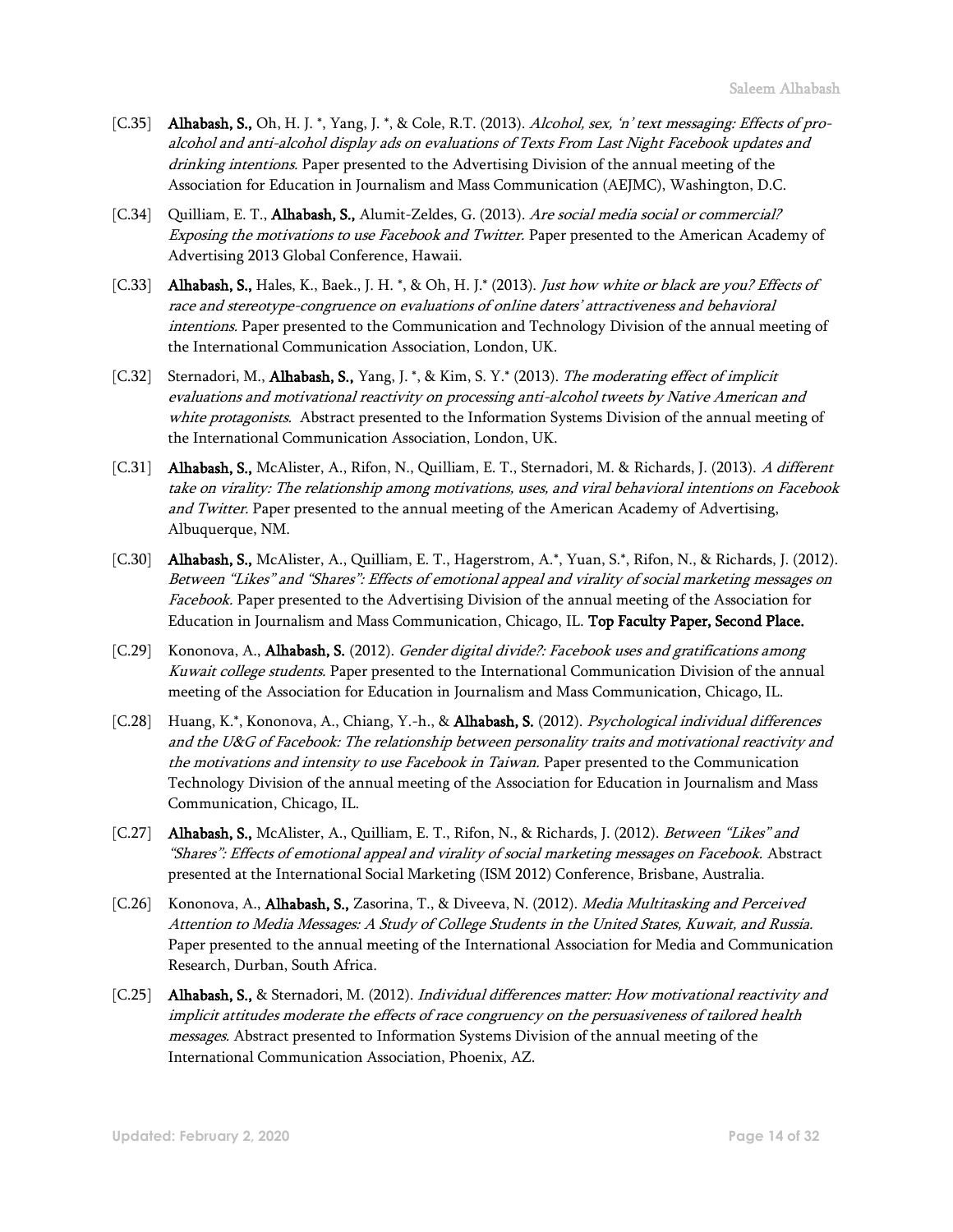[C.35] **Alhabash, S.,** Oh, H. J. *, Yang, J. *, & Cole, R.T. (2013). *Alcohol, sex, 'n' text messaging: Effects of pro-alcohol and anti-alcohol display ads on evaluations of Texts From Last Night Facebook updates and drinking intentions.* Paper presented to the Advertising Division of the annual meeting of the Association for Education in Journalism and Mass Communication (AEJMC), Washington, D.C.

[C.34] Quilliam, E. T., **Alhabash, S.,** Alumit-Zeldes, G. (2013). *Are social media social or commercial? Exposing the motivations to use Facebook and Twitter.* Paper presented to the American Academy of Advertising 2013 Global Conference, Hawaii.

[C.33] **Alhabash, S.,** Hales, K., Baek., J. H. *, & Oh, H. J.* (2013). *Just how white or black are you? Effects of race and stereotype-congruence on evaluations of online daters' attractiveness and behavioral intentions.* Paper presented to the Communication and Technology Division of the annual meeting of the International Communication Association, London, UK.

[C.32] Sternadori, M., **Alhabash, S.,** Yang, J. *, & Kim, S. Y.* (2013). *The moderating effect of implicit evaluations and motivational reactivity on processing anti-alcohol tweets by Native American and white protagonists.* Abstract presented to the Information Systems Division of the annual meeting of the International Communication Association, London, UK.

[C.31] **Alhabash, S.,** McAlister, A., Rifon, N., Quilliam, E. T., Sternadori, M. & Richards, J. (2013). *A different take on virality: The relationship among motivations, uses, and viral behavioral intentions on Facebook and Twitter.* Paper presented to the annual meeting of the American Academy of Advertising, Albuquerque, NM.

[C.30] **Alhabash, S.,** McAlister, A., Quilliam, E. T., Hagerstrom, A.*, Yuan, S.*, Rifon, N., & Richards, J. (2012). *Between "Likes" and "Shares": Effects of emotional appeal and virality of social marketing messages on Facebook.* Paper presented to the Advertising Division of the annual meeting of the Association for Education in Journalism and Mass Communication, Chicago, IL. **Top Faculty Paper, Second Place.**

[C.29] Kononova, A., **Alhabash, S.** (2012). *Gender digital divide?: Facebook uses and gratifications among Kuwait college students.* Paper presented to the International Communication Division of the annual meeting of the Association for Education in Journalism and Mass Communication, Chicago, IL.

[C.28] Huang, K.*, Kononova, A., Chiang, Y.-h., & **Alhabash, S.** (2012). *Psychological individual differences and the U&G of Facebook: The relationship between personality traits and motivational reactivity and the motivations and intensity to use Facebook in Taiwan.* Paper presented to the Communication Technology Division of the annual meeting of the Association for Education in Journalism and Mass Communication, Chicago, IL.

[C.27] **Alhabash, S.,** McAlister, A., Quilliam, E. T., Rifon, N., & Richards, J. (2012). *Between "Likes" and "Shares": Effects of emotional appeal and virality of social marketing messages on Facebook.* Abstract presented at the International Social Marketing (ISM 2012) Conference, Brisbane, Australia.

[C.26] Kononova, A., **Alhabash, S.,** Zasorina, T., & Diveeva, N. (2012). *Media Multitasking and Perceived Attention to Media Messages: A Study of College Students in the United States, Kuwait, and Russia.* Paper presented to the annual meeting of the International Association for Media and Communication Research, Durban, South Africa.

[C.25] **Alhabash, S.,** & Sternadori, M. (2012). *Individual differences matter: How motivational reactivity and implicit attitudes moderate the effects of race congruency on the persuasiveness of tailored health messages.* Abstract presented to Information Systems Division of the annual meeting of the International Communication Association, Phoenix, AZ.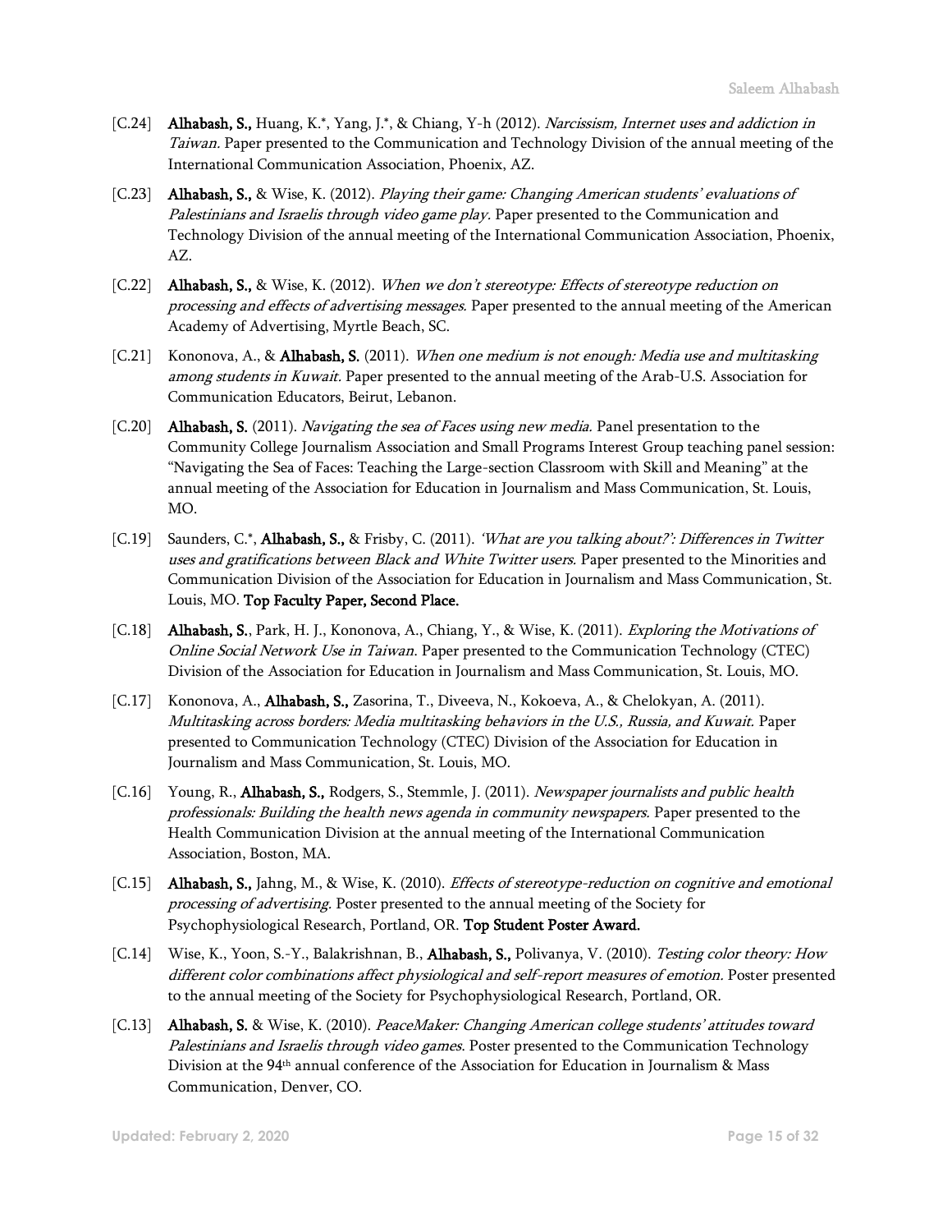[C.24] **Alhabash, S.,** Huang, K.*, Yang, J.*, & Chiang, Y-h (2012). *Narcissism, Internet uses and addiction in Taiwan.* Paper presented to the Communication and Technology Division of the annual meeting of the International Communication Association, Phoenix, AZ.

[C.23] **Alhabash, S.,** & Wise, K. (2012). *Playing their game: Changing American students' evaluations of Palestinians and Israelis through video game play.* Paper presented to the Communication and Technology Division of the annual meeting of the International Communication Association, Phoenix, AZ.

[C.22] **Alhabash, S.,** & Wise, K. (2012). *When we don't stereotype: Effects of stereotype reduction on processing and effects of advertising messages.* Paper presented to the annual meeting of the American Academy of Advertising, Myrtle Beach, SC.

[C.21] Kononova, A., & **Alhabash, S.** (2011). *When one medium is not enough: Media use and multitasking among students in Kuwait.* Paper presented to the annual meeting of the Arab-U.S. Association for Communication Educators, Beirut, Lebanon.

[C.20] **Alhabash, S.** (2011). *Navigating the sea of Faces using new media.* Panel presentation to the Community College Journalism Association and Small Programs Interest Group teaching panel session: "Navigating the Sea of Faces: Teaching the Large-section Classroom with Skill and Meaning" at the annual meeting of the Association for Education in Journalism and Mass Communication, St. Louis, MO.

[C.19] Saunders, C.*, **Alhabash, S.,** & Frisby, C. (2011). *'What are you talking about?': Differences in Twitter uses and gratifications between Black and White Twitter users.* Paper presented to the Minorities and Communication Division of the Association for Education in Journalism and Mass Communication, St. Louis, MO. **Top Faculty Paper, Second Place.**

[C.18] **Alhabash, S.**, Park, H. J., Kononova, A., Chiang, Y., & Wise, K. (2011). *Exploring the Motivations of Online Social Network Use in Taiwan.* Paper presented to the Communication Technology (CTEC) Division of the Association for Education in Journalism and Mass Communication, St. Louis, MO.

[C.17] Kononova, A., **Alhabash, S.,** Zasorina, T., Diveeva, N., Kokoeva, A., & Chelokyan, A. (2011). *Multitasking across borders: Media multitasking behaviors in the U.S., Russia, and Kuwait.* Paper presented to Communication Technology (CTEC) Division of the Association for Education in Journalism and Mass Communication, St. Louis, MO.

[C.16] Young, R., **Alhabash, S.,** Rodgers, S., Stemmle, J. (2011). *Newspaper journalists and public health professionals: Building the health news agenda in community newspapers.* Paper presented to the Health Communication Division at the annual meeting of the International Communication Association, Boston, MA.

[C.15] **Alhabash, S.,** Jahng, M., & Wise, K. (2010). *Effects of stereotype-reduction on cognitive and emotional processing of advertising.* Poster presented to the annual meeting of the Society for Psychophysiological Research, Portland, OR. **Top Student Poster Award.**

[C.14] Wise, K., Yoon, S.-Y., Balakrishnan, B., **Alhabash, S.,** Polivanya, V. (2010). *Testing color theory: How different color combinations affect physiological and self-report measures of emotion.* Poster presented to the annual meeting of the Society for Psychophysiological Research, Portland, OR.

[C.13] **Alhabash, S.** & Wise, K. (2010). *PeaceMaker: Changing American college students' attitudes toward Palestinians and Israelis through video games.* Poster presented to the Communication Technology Division at the 94th annual conference of the Association for Education in Journalism & Mass Communication, Denver, CO.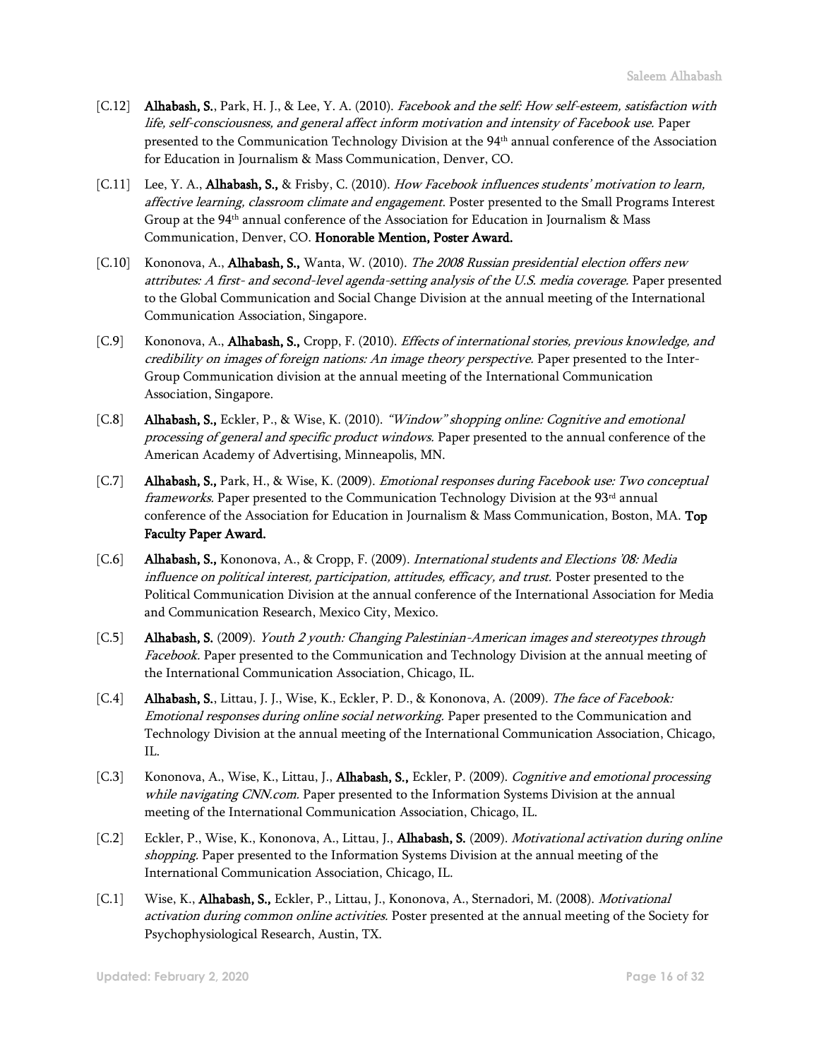[C.12] **Alhabash, S.**, Park, H. J., & Lee, Y. A. (2010). *Facebook and the self: How self-esteem, satisfaction with life, self-consciousness, and general affect inform motivation and intensity of Facebook use.* Paper presented to the Communication Technology Division at the 94th annual conference of the Association for Education in Journalism & Mass Communication, Denver, CO.

[C.11] Lee, Y. A., **Alhabash, S.,** & Frisby, C. (2010). *How Facebook influences students' motivation to learn, affective learning, classroom climate and engagement*. Poster presented to the Small Programs Interest Group at the 94th annual conference of the Association for Education in Journalism & Mass Communication, Denver, CO. **Honorable Mention, Poster Award.**

[C.10] Kononova, A., **Alhabash, S.,** Wanta, W. (2010). *The 2008 Russian presidential election offers new attributes: A first- and second-level agenda-setting analysis of the U.S. media coverage.* Paper presented to the Global Communication and Social Change Division at the annual meeting of the International Communication Association, Singapore.

[C.9] Kononova, A., **Alhabash, S.,** Cropp, F. (2010). *Effects of international stories, previous knowledge, and credibility on images of foreign nations: An image theory perspective.* Paper presented to the Inter-Group Communication division at the annual meeting of the International Communication Association, Singapore.

[C.8] **Alhabash, S.,** Eckler, P., & Wise, K. (2010). *"Window" shopping online: Cognitive and emotional processing of general and specific product windows.* Paper presented to the annual conference of the American Academy of Advertising, Minneapolis, MN.

[C.7] **Alhabash, S.,** Park, H., & Wise, K. (2009). *Emotional responses during Facebook use: Two conceptual frameworks.* Paper presented to the Communication Technology Division at the 93rd annual conference of the Association for Education in Journalism & Mass Communication, Boston, MA. **Top Faculty Paper Award.**

[C.6] **Alhabash, S.,** Kononova, A., & Cropp, F. (2009). *International students and Elections '08: Media influence on political interest, participation, attitudes, efficacy, and trust.* Poster presented to the Political Communication Division at the annual conference of the International Association for Media and Communication Research, Mexico City, Mexico.

[C.5] **Alhabash, S.** (2009). *Youth 2 youth: Changing Palestinian-American images and stereotypes through Facebook.* Paper presented to the Communication and Technology Division at the annual meeting of the International Communication Association, Chicago, IL.

[C.4] **Alhabash, S.**, Littau, J. J., Wise, K., Eckler, P. D., & Kononova, A. (2009). *The face of Facebook: Emotional responses during online social networking.* Paper presented to the Communication and Technology Division at the annual meeting of the International Communication Association, Chicago, IL.

[C.3] Kononova, A., Wise, K., Littau, J., **Alhabash, S.,** Eckler, P. (2009). *Cognitive and emotional processing while navigating CNN.com.* Paper presented to the Information Systems Division at the annual meeting of the International Communication Association, Chicago, IL.

[C.2] Eckler, P., Wise, K., Kononova, A., Littau, J., **Alhabash, S.** (2009). *Motivational activation during online shopping.* Paper presented to the Information Systems Division at the annual meeting of the International Communication Association, Chicago, IL.

[C.1] Wise, K., **Alhabash, S.,** Eckler, P., Littau, J., Kononova, A., Sternadori, M. (2008). *Motivational activation during common online activities.* Poster presented at the annual meeting of the Society for Psychophysiological Research, Austin, TX.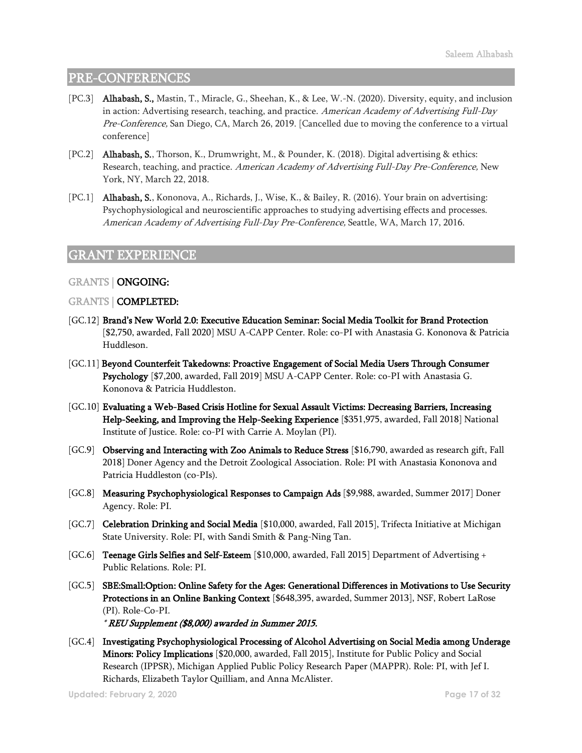## PRE-CONFERENCES

[PC.3] **Alhabash, S.,** Mastin, T., Miracle, G., Sheehan, K., & Lee, W.-N. (2020). Diversity, equity, and inclusion in action: Advertising research, teaching, and practice. *American Academy of Advertising Full-Day Pre-Conference,* San Diego, CA, March 26, 2019. [Cancelled due to moving the conference to a virtual conference]

[PC.2] **Alhabash, S.**, Thorson, K., Drumwright, M., & Pounder, K. (2018). Digital advertising & ethics: Research, teaching, and practice. *American Academy of Advertising Full-Day Pre-Conference,* New York, NY, March 22, 2018.

[PC.1] **Alhabash, S.**, Kononova, A., Richards, J., Wise, K., & Bailey, R. (2016). Your brain on advertising: Psychophysiological and neuroscientific approaches to studying advertising effects and processes. *American Academy of Advertising Full-Day Pre-Conference,* Seattle, WA, March 17, 2016.

## GRANT EXPERIENCE

### GRANTS | ONGOING:

### GRANTS | COMPLETED:

[GC.12] **Brand's New World 2.0: Executive Education Seminar: Social Media Toolkit for Brand Protection** [$2,750, awarded, Fall 2020] MSU A-CAPP Center. Role: co-PI with Anastasia G. Kononova & Patricia Huddleson.

[GC.11] **Beyond Counterfeit Takedowns: Proactive Engagement of Social Media Users Through Consumer Psychology** [$7,200, awarded, Fall 2019] MSU A-CAPP Center. Role: co-PI with Anastasia G. Kononova & Patricia Huddleston.

[GC.10] **Evaluating a Web-Based Crisis Hotline for Sexual Assault Victims: Decreasing Barriers, Increasing Help-Seeking, and Improving the Help-Seeking Experience** [$351,975, awarded, Fall 2018] National Institute of Justice. Role: co-PI with Carrie A. Moylan (PI).

[GC.9] **Observing and Interacting with Zoo Animals to Reduce Stress** [$16,790, awarded as research gift, Fall 2018] Doner Agency and the Detroit Zoological Association. Role: PI with Anastasia Kononova and Patricia Huddleston (co-PIs).

[GC.8] **Measuring Psychophysiological Responses to Campaign Ads** [$9,988, awarded, Summer 2017] Doner Agency. Role: PI.

[GC.7] **Celebration Drinking and Social Media** [$10,000, awarded, Fall 2015], Trifecta Initiative at Michigan State University. Role: PI, with Sandi Smith & Pang-Ning Tan.

[GC.6] **Teenage Girls Selfies and Self-Esteem** [$10,000, awarded, Fall 2015] Department of Advertising + Public Relations. Role: PI.

[GC.5] **SBE:Small:Option: Online Safety for the Ages: Generational Differences in Motivations to Use Security Protections in an Online Banking Context** [$648,395, awarded, Summer 2013], NSF, Robert LaRose (PI). Role-Co-PI.
*\* REU Supplement ($8,000) awarded in Summer 2015.*

[GC.4] **Investigating Psychophysiological Processing of Alcohol Advertising on Social Media among Underage Minors: Policy Implications** [$20,000, awarded, Fall 2015], Institute for Public Policy and Social Research (IPPSR), Michigan Applied Public Policy Research Paper (MAPPR). Role: PI, with Jef I. Richards, Elizabeth Taylor Quilliam, and Anna McAlister.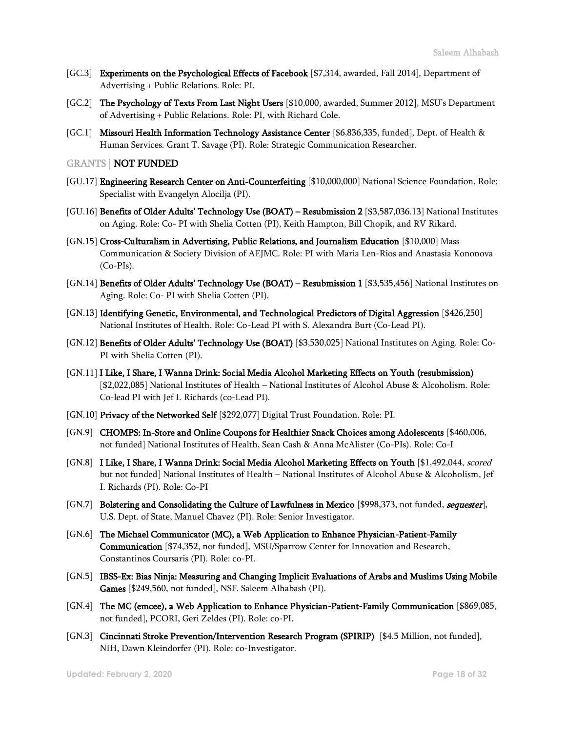[GC.3] **Experiments on the Psychological Effects of Facebook** [$7,314, awarded, Fall 2014], Department of Advertising + Public Relations. Role: PI.

[GC.2] **The Psychology of Texts From Last Night Users** [$10,000, awarded, Summer 2012], MSU's Department of Advertising + Public Relations. Role: PI, with Richard Cole.

[GC.1] **Missouri Health Information Technology Assistance Center** [$6,836,335, funded], Dept. of Health & Human Services. Grant T. Savage (PI). Role: Strategic Communication Researcher.

## GRANTS | NOT FUNDED

[GU.17] **Engineering Research Center on Anti-Counterfeiting** [$10,000,000] National Science Foundation. Role: Specialist with Evangelyn Alocilja (PI).

[GU.16] **Benefits of Older Adults' Technology Use (BOAT) – Resubmission 2** [$3,587,036.13] National Institutes on Aging. Role: Co- PI with Shelia Cotten (PI), Keith Hampton, Bill Chopik, and RV Rikard.

[GN.15] **Cross-Culturalism in Advertising, Public Relations, and Journalism Education** [$10,000] Mass Communication & Society Division of AEJMC. Role: PI with Maria Len-Rios and Anastasia Kononova (Co-PIs).

[GN.14] **Benefits of Older Adults' Technology Use (BOAT) – Resubmission 1** [$3,535,456] National Institutes on Aging. Role: Co- PI with Shelia Cotten (PI).

[GN.13] **Identifying Genetic, Environmental, and Technological Predictors of Digital Aggression** [$426,250] National Institutes of Health. Role: Co-Lead PI with S. Alexandra Burt (Co-Lead PI).

[GN.12] **Benefits of Older Adults' Technology Use (BOAT)** [$3,530,025] National Institutes on Aging. Role: Co-PI with Shelia Cotten (PI).

[GN.11] **I Like, I Share, I Wanna Drink: Social Media Alcohol Marketing Effects on Youth (resubmission)** [$2,022,085] National Institutes of Health – National Institutes of Alcohol Abuse & Alcoholism. Role: Co-lead PI with Jef I. Richards (co-Lead PI).

[GN.10] **Privacy of the Networked Self** [$292,077] Digital Trust Foundation. Role: PI.

[GN.9] **CHOMPS: In-Store and Online Coupons for Healthier Snack Choices among Adolescents** [$460,006, not funded] National Institutes of Health, Sean Cash & Anna McAlister (Co-PIs). Role: Co-I

[GN.8] **I Like, I Share, I Wanna Drink: Social Media Alcohol Marketing Effects on Youth** [$1,492,044, *scored* but not funded] National Institutes of Health – National Institutes of Alcohol Abuse & Alcoholism, Jef I. Richards (PI). Role: Co-PI

[GN.7] **Bolstering and Consolidating the Culture of Lawfulness in Mexico** [$998,373, not funded, ***sequester***], U.S. Dept. of State, Manuel Chavez (PI). Role: Senior Investigator.

[GN.6] **The Michael Communicator (MC), a Web Application to Enhance Physician-Patient-Family Communication** [$74,352, not funded], MSU/Sparrow Center for Innovation and Research, Constantinos Coursaris (PI). Role: co-PI.

[GN.5] **IBSS-Ex: Bias Ninja: Measuring and Changing Implicit Evaluations of Arabs and Muslims Using Mobile Games** [$249,560, not funded], NSF. Saleem Alhabash (PI).

[GN.4] **The MC (emcee), a Web Application to Enhance Physician-Patient-Family Communication** [$869,085, not funded], PCORI, Geri Zeldes (PI). Role: co-PI.

[GN.3] **Cincinnati Stroke Prevention/Intervention Research Program (SPIRIP)** [$4.5 Million, not funded], NIH, Dawn Kleindorfer (PI). Role: co-Investigator.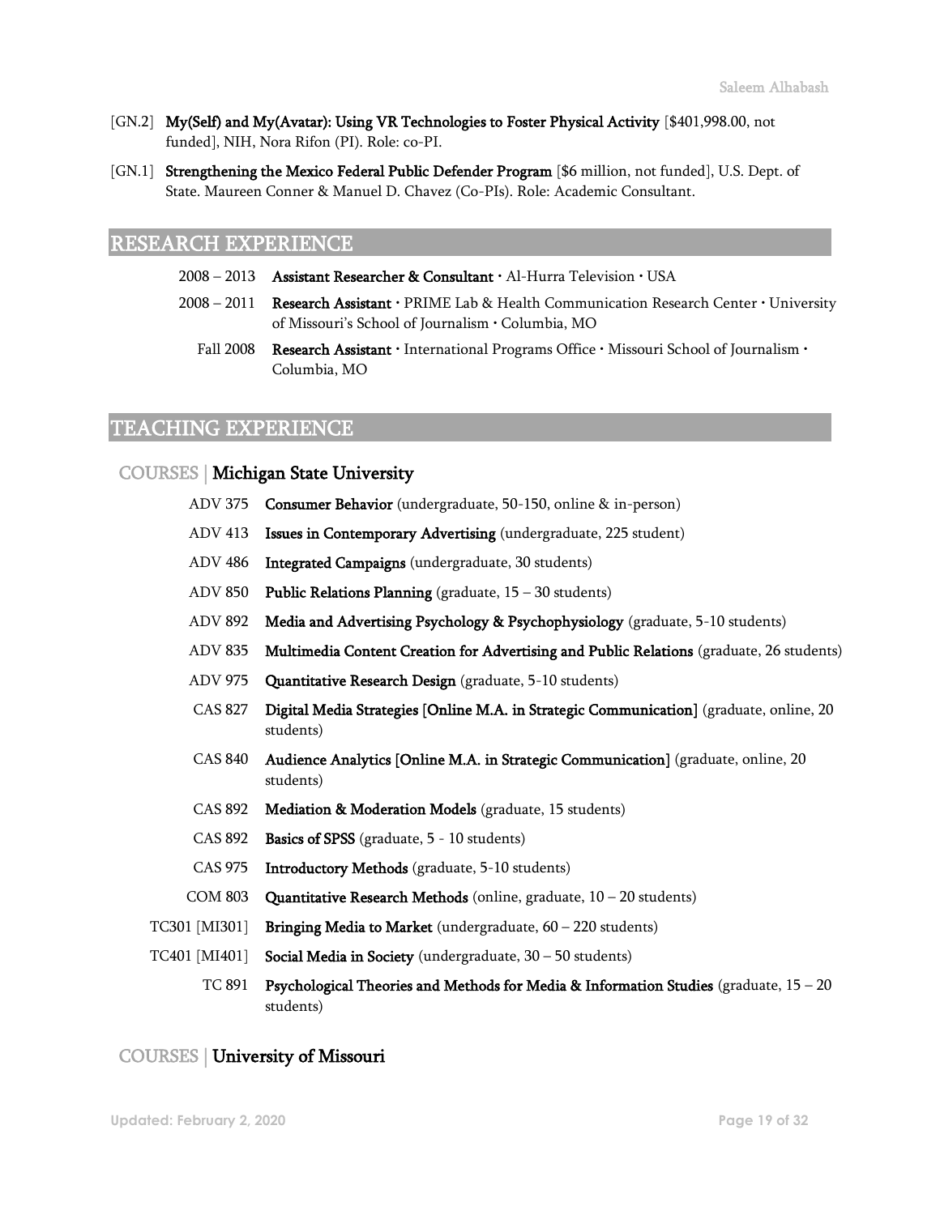[GN.2] **My(Self) and My(Avatar): Using VR Technologies to Foster Physical Activity** [$401,998.00, not funded], NIH, Nora Rifon (PI). Role: co-PI.

[GN.1] **Strengthening the Mexico Federal Public Defender Program** [$6 million, not funded], U.S. Dept. of State. Maureen Conner & Manuel D. Chavez (Co-PIs). Role: Academic Consultant.

## RESEARCH EXPERIENCE

2008 – 2013 **Assistant Researcher & Consultant** • Al-Hurra Television • USA

2008 – 2011 **Research Assistant** • PRIME Lab & Health Communication Research Center • University of Missouri's School of Journalism • Columbia, MO

Fall 2008 **Research Assistant** • International Programs Office • Missouri School of Journalism • Columbia, MO

## TEACHING EXPERIENCE

### COURSES | Michigan State University

ADV 375 **Consumer Behavior** (undergraduate, 50-150, online & in-person)

ADV 413 **Issues in Contemporary Advertising** (undergraduate, 225 student)

ADV 486 **Integrated Campaigns** (undergraduate, 30 students)

ADV 850 **Public Relations Planning** (graduate, 15 – 30 students)

ADV 892 **Media and Advertising Psychology & Psychophysiology** (graduate, 5-10 students)

ADV 835 **Multimedia Content Creation for Advertising and Public Relations** (graduate, 26 students)

ADV 975 **Quantitative Research Design** (graduate, 5-10 students)

CAS 827 **Digital Media Strategies [Online M.A. in Strategic Communication]** (graduate, online, 20 students)

CAS 840 **Audience Analytics [Online M.A. in Strategic Communication]** (graduate, online, 20 students)

CAS 892 **Mediation & Moderation Models** (graduate, 15 students)

CAS 892 **Basics of SPSS** (graduate, 5 - 10 students)

CAS 975 **Introductory Methods** (graduate, 5-10 students)

COM 803 **Quantitative Research Methods** (online, graduate, 10 – 20 students)

TC301 [MI301] **Bringing Media to Market** (undergraduate, 60 – 220 students)

TC401 [MI401] **Social Media in Society** (undergraduate, 30 – 50 students)

TC 891 **Psychological Theories and Methods for Media & Information Studies** (graduate, 15 – 20 students)

### COURSES | University of Missouri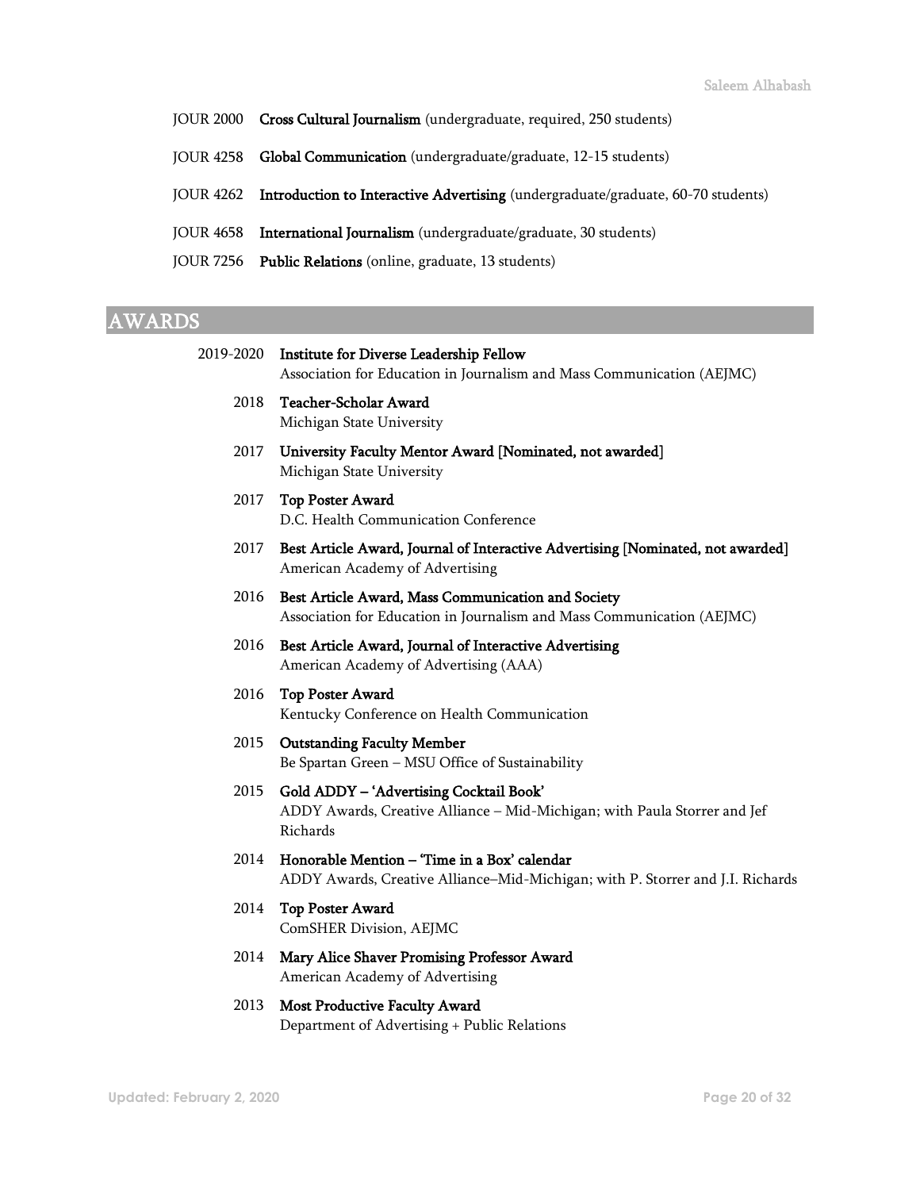JOUR 2000 **Cross Cultural Journalism** (undergraduate, required, 250 students)

JOUR 4258 **Global Communication** (undergraduate/graduate, 12-15 students)

JOUR 4262 **Introduction to Interactive Advertising** (undergraduate/graduate, 60-70 students)

JOUR 4658 **International Journalism** (undergraduate/graduate, 30 students)

JOUR 7256 **Public Relations** (online, graduate, 13 students)

## AWARDS

2019-2020 **Institute for Diverse Leadership Fellow**
Association for Education in Journalism and Mass Communication (AEJMC)

2018 **Teacher-Scholar Award**
Michigan State University

2017 **University Faculty Mentor Award [Nominated, not awarded]**
Michigan State University

2017 **Top Poster Award**
D.C. Health Communication Conference

2017 **Best Article Award, Journal of Interactive Advertising [Nominated, not awarded]**
American Academy of Advertising

2016 **Best Article Award, Mass Communication and Society**
Association for Education in Journalism and Mass Communication (AEJMC)

2016 **Best Article Award, Journal of Interactive Advertising**
American Academy of Advertising (AAA)

2016 **Top Poster Award**
Kentucky Conference on Health Communication

2015 **Outstanding Faculty Member**
Be Spartan Green – MSU Office of Sustainability

2015 **Gold ADDY – 'Advertising Cocktail Book'**
ADDY Awards, Creative Alliance – Mid-Michigan; with Paula Storrer and Jef Richards

2014 **Honorable Mention – 'Time in a Box' calendar**
ADDY Awards, Creative Alliance–Mid-Michigan; with P. Storrer and J.I. Richards

2014 **Top Poster Award**
ComSHER Division, AEJMC

2014 **Mary Alice Shaver Promising Professor Award**
American Academy of Advertising

2013 **Most Productive Faculty Award**
Department of Advertising + Public Relations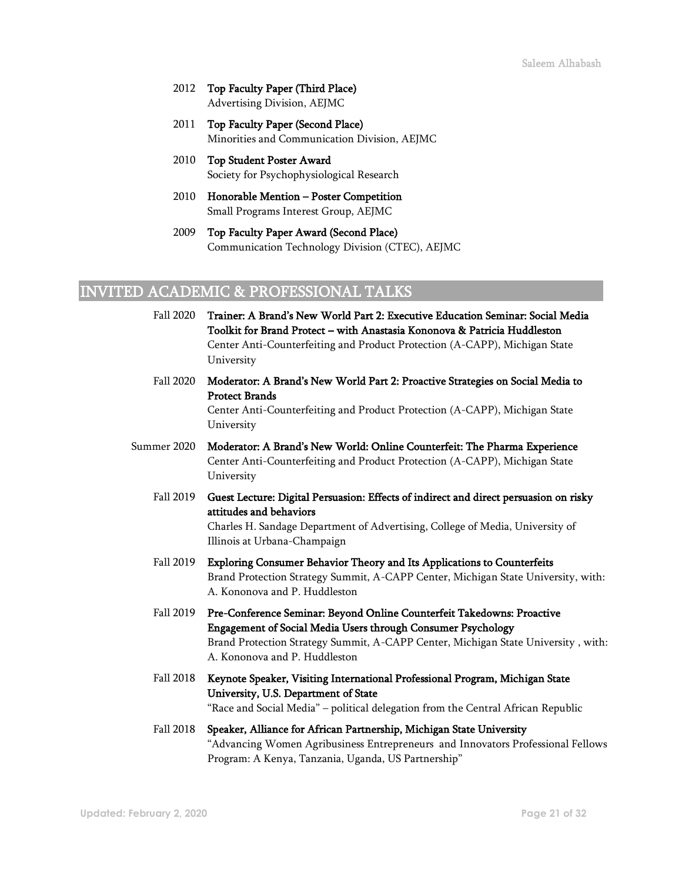2012 **Top Faculty Paper (Third Place)**
Advertising Division, AEJMC

2011 **Top Faculty Paper (Second Place)**
Minorities and Communication Division, AEJMC

2010 **Top Student Poster Award**
Society for Psychophysiological Research

2010 **Honorable Mention – Poster Competition**
Small Programs Interest Group, AEJMC

2009 **Top Faculty Paper Award (Second Place)**
Communication Technology Division (CTEC), AEJMC

## INVITED ACADEMIC & PROFESSIONAL TALKS

Fall 2020 **Trainer: A Brand's New World Part 2: Executive Education Seminar: Social Media Toolkit for Brand Protect – with Anastasia Kononova & Patricia Huddleston**
Center Anti-Counterfeiting and Product Protection (A-CAPP), Michigan State University

Fall 2020 **Moderator: A Brand's New World Part 2: Proactive Strategies on Social Media to Protect Brands**
Center Anti-Counterfeiting and Product Protection (A-CAPP), Michigan State University

Summer 2020 **Moderator: A Brand's New World: Online Counterfeit: The Pharma Experience**
Center Anti-Counterfeiting and Product Protection (A-CAPP), Michigan State University

Fall 2019 **Guest Lecture: Digital Persuasion: Effects of indirect and direct persuasion on risky attitudes and behaviors**
Charles H. Sandage Department of Advertising, College of Media, University of Illinois at Urbana-Champaign

Fall 2019 **Exploring Consumer Behavior Theory and Its Applications to Counterfeits**
Brand Protection Strategy Summit, A-CAPP Center, Michigan State University, with: A. Kononova and P. Huddleston

Fall 2019 **Pre-Conference Seminar: Beyond Online Counterfeit Takedowns: Proactive Engagement of Social Media Users through Consumer Psychology**
Brand Protection Strategy Summit, A-CAPP Center, Michigan State University , with: A. Kononova and P. Huddleston

Fall 2018 **Keynote Speaker, Visiting International Professional Program, Michigan State University, U.S. Department of State**
"Race and Social Media" – political delegation from the Central African Republic

Fall 2018 **Speaker, Alliance for African Partnership, Michigan State University**
"Advancing Women Agribusiness Entrepreneurs and Innovators Professional Fellows Program: A Kenya, Tanzania, Uganda, US Partnership"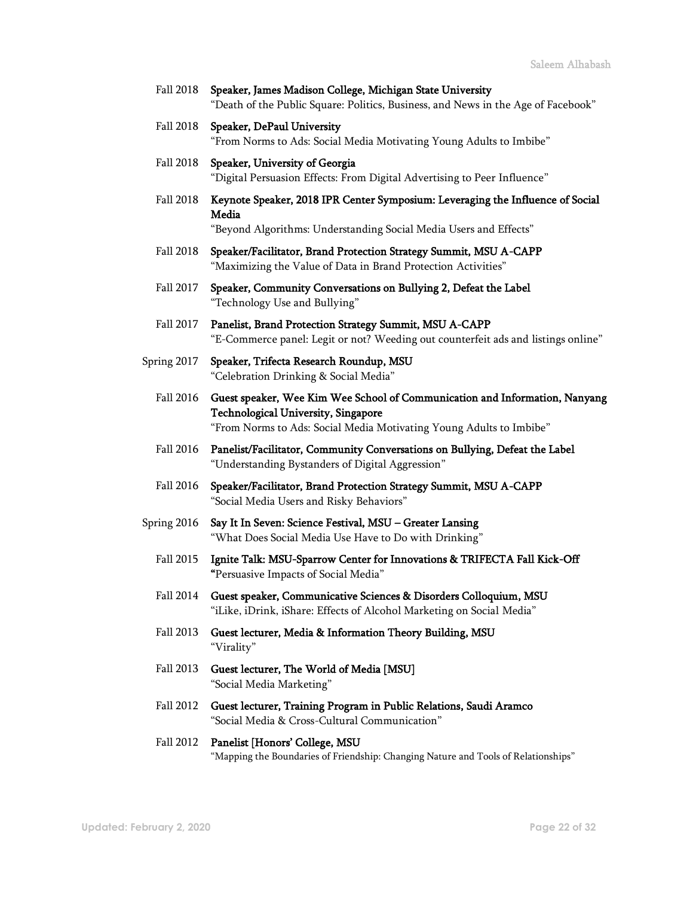Fall 2018 **Speaker, James Madison College, Michigan State University**
"Death of the Public Square: Politics, Business, and News in the Age of Facebook"

Fall 2018 **Speaker, DePaul University**
"From Norms to Ads: Social Media Motivating Young Adults to Imbibe"

Fall 2018 **Speaker, University of Georgia**
"Digital Persuasion Effects: From Digital Advertising to Peer Influence"

Fall 2018 **Keynote Speaker, 2018 IPR Center Symposium: Leveraging the Influence of Social Media**
"Beyond Algorithms: Understanding Social Media Users and Effects"

Fall 2018 **Speaker/Facilitator, Brand Protection Strategy Summit, MSU A-CAPP**
"Maximizing the Value of Data in Brand Protection Activities"

Fall 2017 **Speaker, Community Conversations on Bullying 2, Defeat the Label**
"Technology Use and Bullying"

Fall 2017 **Panelist, Brand Protection Strategy Summit, MSU A-CAPP**
"E-Commerce panel: Legit or not? Weeding out counterfeit ads and listings online"

Spring 2017 **Speaker, Trifecta Research Roundup, MSU**
"Celebration Drinking & Social Media"

Fall 2016 **Guest speaker, Wee Kim Wee School of Communication and Information, Nanyang Technological University, Singapore**
"From Norms to Ads: Social Media Motivating Young Adults to Imbibe"

Fall 2016 **Panelist/Facilitator, Community Conversations on Bullying, Defeat the Label**
"Understanding Bystanders of Digital Aggression"

Fall 2016 **Speaker/Facilitator, Brand Protection Strategy Summit, MSU A-CAPP**
"Social Media Users and Risky Behaviors"

Spring 2016 **Say It In Seven: Science Festival, MSU – Greater Lansing**
"What Does Social Media Use Have to Do with Drinking"

Fall 2015 **Ignite Talk: MSU-Sparrow Center for Innovations & TRIFECTA Fall Kick-Off**
**"**Persuasive Impacts of Social Media"

Fall 2014 **Guest speaker, Communicative Sciences & Disorders Colloquium, MSU**
"iLike, iDrink, iShare: Effects of Alcohol Marketing on Social Media"

Fall 2013 **Guest lecturer, Media & Information Theory Building, MSU**
"Virality"

Fall 2013 **Guest lecturer, The World of Media [MSU]**
"Social Media Marketing"

Fall 2012 **Guest lecturer, Training Program in Public Relations, Saudi Aramco**
"Social Media & Cross-Cultural Communication"

Fall 2012 **Panelist [Honors' College, MSU**
"Mapping the Boundaries of Friendship: Changing Nature and Tools of Relationships"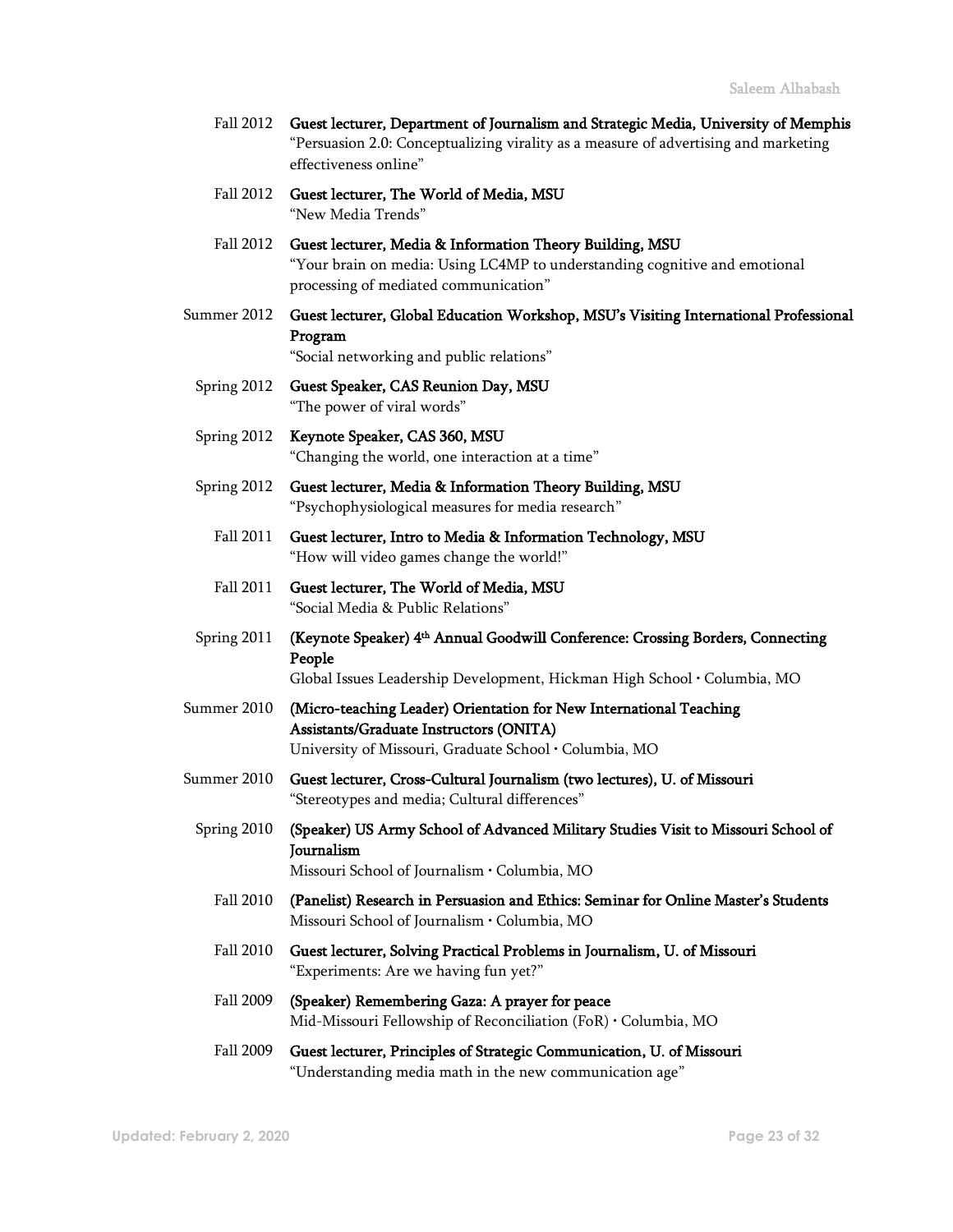Fall 2012 **Guest lecturer, Department of Journalism and Strategic Media, University of Memphis**
"Persuasion 2.0: Conceptualizing virality as a measure of advertising and marketing effectiveness online"

Fall 2012 **Guest lecturer, The World of Media, MSU**
"New Media Trends"

Fall 2012 **Guest lecturer, Media & Information Theory Building, MSU**
"Your brain on media: Using LC4MP to understanding cognitive and emotional processing of mediated communication"

Summer 2012 **Guest lecturer, Global Education Workshop, MSU's Visiting International Professional Program**
"Social networking and public relations"

Spring 2012 **Guest Speaker, CAS Reunion Day, MSU**
"The power of viral words"

Spring 2012 **Keynote Speaker, CAS 360, MSU**
"Changing the world, one interaction at a time"

Spring 2012 **Guest lecturer, Media & Information Theory Building, MSU**
"Psychophysiological measures for media research"

Fall 2011 **Guest lecturer, Intro to Media & Information Technology, MSU**
"How will video games change the world!"

Fall 2011 **Guest lecturer, The World of Media, MSU**
"Social Media & Public Relations"

Spring 2011 **(Keynote Speaker) 4th Annual Goodwill Conference: Crossing Borders, Connecting People**
Global Issues Leadership Development, Hickman High School • Columbia, MO

Summer 2010 **(Micro-teaching Leader) Orientation for New International Teaching Assistants/Graduate Instructors (ONITA)**
University of Missouri, Graduate School • Columbia, MO

Summer 2010 **Guest lecturer, Cross-Cultural Journalism (two lectures), U. of Missouri**
"Stereotypes and media; Cultural differences"

Spring 2010 **(Speaker) US Army School of Advanced Military Studies Visit to Missouri School of Journalism**
Missouri School of Journalism • Columbia, MO

Fall 2010 **(Panelist) Research in Persuasion and Ethics: Seminar for Online Master's Students**
Missouri School of Journalism • Columbia, MO

Fall 2010 **Guest lecturer, Solving Practical Problems in Journalism, U. of Missouri**
"Experiments: Are we having fun yet?"

Fall 2009 **(Speaker) Remembering Gaza: A prayer for peace**
Mid-Missouri Fellowship of Reconciliation (FoR) • Columbia, MO

Fall 2009 **Guest lecturer, Principles of Strategic Communication, U. of Missouri**
"Understanding media math in the new communication age"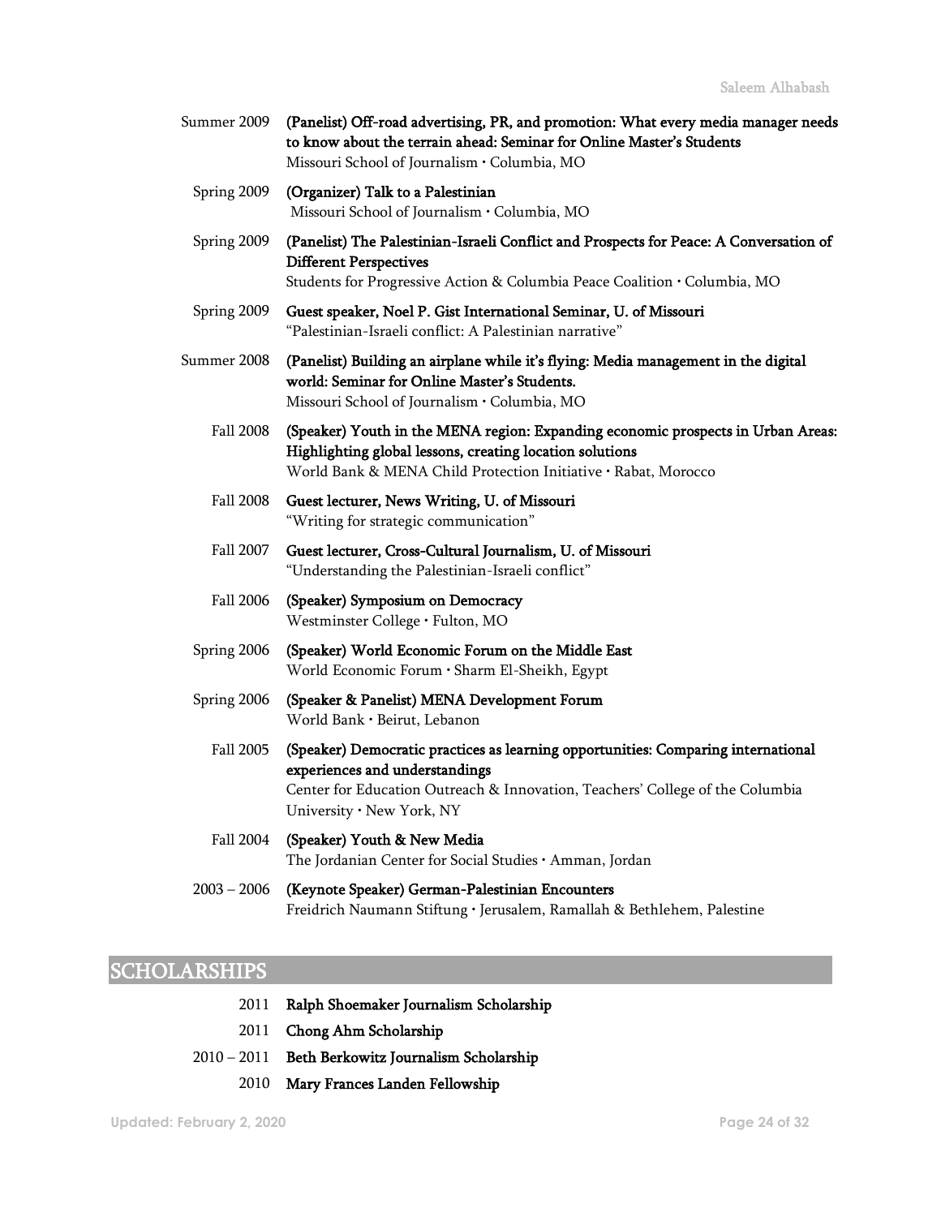Summer 2009 **(Panelist) Off-road advertising, PR, and promotion: What every media manager needs to know about the terrain ahead: Seminar for Online Master's Students**
Missouri School of Journalism · Columbia, MO

Spring 2009 **(Organizer) Talk to a Palestinian**
Missouri School of Journalism · Columbia, MO

Spring 2009 **(Panelist) The Palestinian-Israeli Conflict and Prospects for Peace: A Conversation of Different Perspectives**
Students for Progressive Action & Columbia Peace Coalition · Columbia, MO

Spring 2009 **Guest speaker, Noel P. Gist International Seminar, U. of Missouri**
"Palestinian-Israeli conflict: A Palestinian narrative"

Summer 2008 **(Panelist) Building an airplane while it's flying: Media management in the digital world: Seminar for Online Master's Students.**
Missouri School of Journalism · Columbia, MO

Fall 2008 **(Speaker) Youth in the MENA region: Expanding economic prospects in Urban Areas: Highlighting global lessons, creating location solutions**
World Bank & MENA Child Protection Initiative · Rabat, Morocco

Fall 2008 **Guest lecturer, News Writing, U. of Missouri**
"Writing for strategic communication"

Fall 2007 **Guest lecturer, Cross-Cultural Journalism, U. of Missouri**
"Understanding the Palestinian-Israeli conflict"

Fall 2006 **(Speaker) Symposium on Democracy**
Westminster College · Fulton, MO

Spring 2006 **(Speaker) World Economic Forum on the Middle East**
World Economic Forum · Sharm El-Sheikh, Egypt

Spring 2006 **(Speaker & Panelist) MENA Development Forum**
World Bank · Beirut, Lebanon

Fall 2005 **(Speaker) Democratic practices as learning opportunities: Comparing international experiences and understandings**
Center for Education Outreach & Innovation, Teachers' College of the Columbia University · New York, NY

Fall 2004 **(Speaker) Youth & New Media**
The Jordanian Center for Social Studies · Amman, Jordan

2003 – 2006 **(Keynote Speaker) German-Palestinian Encounters**
Friedrich Naumann Stiftung · Jerusalem, Ramallah & Bethlehem, Palestine

## SCHOLARSHIPS

2011 **Ralph Shoemaker Journalism Scholarship**

2011 **Chong Ahm Scholarship**

2010 – 2011 **Beth Berkowitz Journalism Scholarship**

2010 **Mary Frances Landen Fellowship**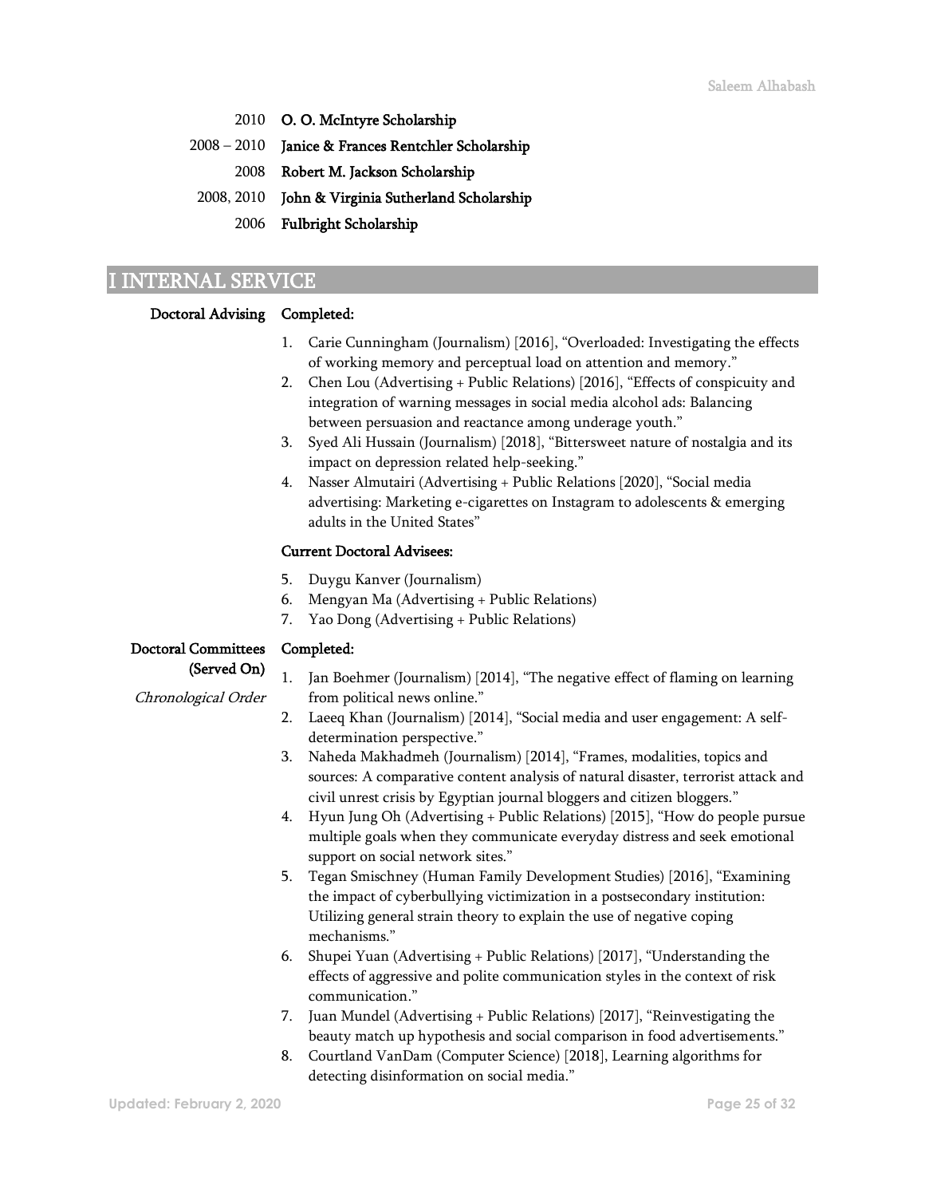2010 **O. O. McIntyre Scholarship**

2008 – 2010 **Janice & Frances Rentchler Scholarship**

2008 **Robert M. Jackson Scholarship**

2008, 2010 **John & Virginia Sutherland Scholarship**

2006 **Fulbright Scholarship**

## I INTERNAL SERVICE

**Doctoral Advising**

**Completed:**

1. Carie Cunningham (Journalism) [2016], "Overloaded: Investigating the effects of working memory and perceptual load on attention and memory."
2. Chen Lou (Advertising + Public Relations) [2016], "Effects of conspicuity and integration of warning messages in social media alcohol ads: Balancing between persuasion and reactance among underage youth."
3. Syed Ali Hussain (Journalism) [2018], "Bittersweet nature of nostalgia and its impact on depression related help-seeking."
4. Nasser Almutairi (Advertising + Public Relations [2020], "Social media advertising: Marketing e-cigarettes on Instagram to adolescents & emerging adults in the United States"

**Current Doctoral Advisees:**

5. Duygu Kanver (Journalism)
6. Mengyan Ma (Advertising + Public Relations)
7. Yao Dong (Advertising + Public Relations)

**Doctoral Committees (Served On)**

*Chronological Order*

**Completed:**

1. Jan Boehmer (Journalism) [2014], "The negative effect of flaming on learning from political news online."
2. Laeeq Khan (Journalism) [2014], "Social media and user engagement: A self-determination perspective."
3. Naheda Makhadmeh (Journalism) [2014], "Frames, modalities, topics and sources: A comparative content analysis of natural disaster, terrorist attack and civil unrest crisis by Egyptian journal bloggers and citizen bloggers."
4. Hyun Jung Oh (Advertising + Public Relations) [2015], "How do people pursue multiple goals when they communicate everyday distress and seek emotional support on social network sites."
5. Tegan Smischney (Human Family Development Studies) [2016], "Examining the impact of cyberbullying victimization in a postsecondary institution: Utilizing general strain theory to explain the use of negative coping mechanisms."
6. Shupei Yuan (Advertising + Public Relations) [2017], "Understanding the effects of aggressive and polite communication styles in the context of risk communication."
7. Juan Mundel (Advertising + Public Relations) [2017], "Reinvestigating the beauty match up hypothesis and social comparison in food advertisements."
8. Courtland VanDam (Computer Science) [2018], Learning algorithms for detecting disinformation on social media."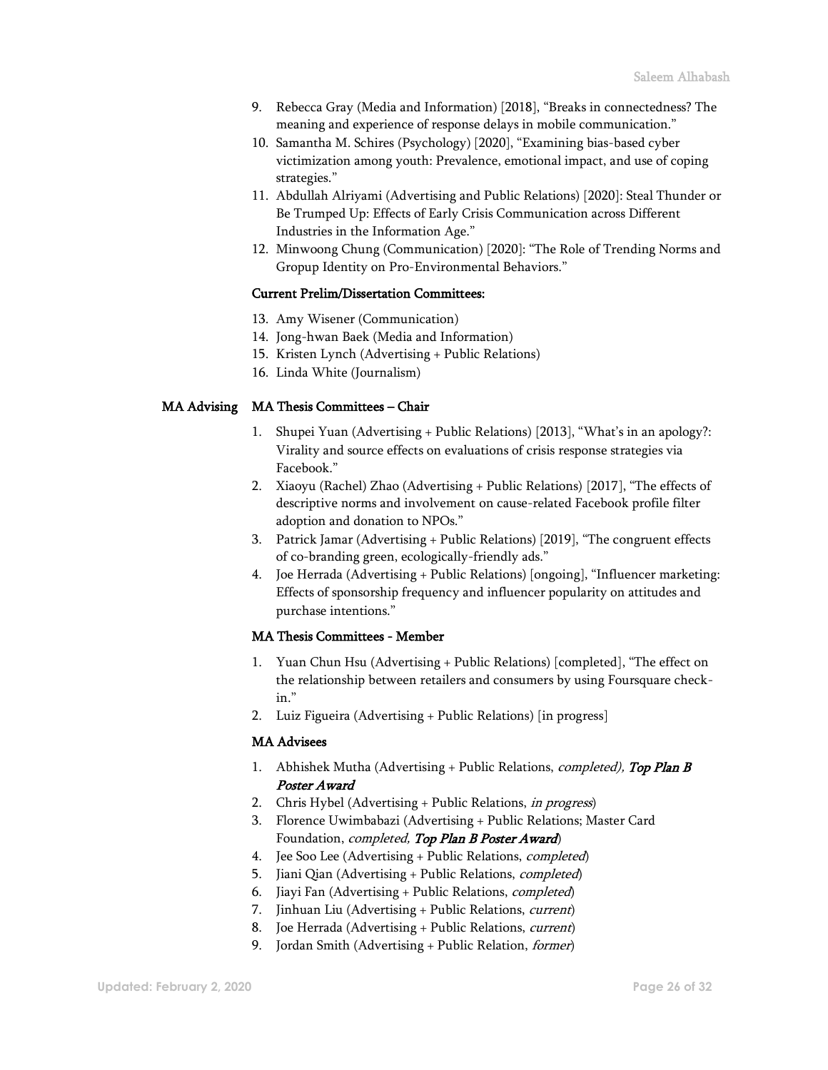9. Rebecca Gray (Media and Information) [2018], "Breaks in connectedness? The meaning and experience of response delays in mobile communication."
10. Samantha M. Schires (Psychology) [2020], "Examining bias-based cyber victimization among youth: Prevalence, emotional impact, and use of coping strategies."
11. Abdullah Alriyami (Advertising and Public Relations) [2020]: Steal Thunder or Be Trumped Up: Effects of Early Crisis Communication across Different Industries in the Information Age."
12. Minwoong Chung (Communication) [2020]: "The Role of Trending Norms and Gropup Identity on Pro-Environmental Behaviors."

**Current Prelim/Dissertation Committees:**

13. Amy Wisener (Communication)
14. Jong-hwan Baek (Media and Information)
15. Kristen Lynch (Advertising + Public Relations)
16. Linda White (Journalism)

## MA Advising

**MA Thesis Committees – Chair**

1. Shupei Yuan (Advertising + Public Relations) [2013], "What's in an apology?: Virality and source effects on evaluations of crisis response strategies via Facebook."
2. Xiaoyu (Rachel) Zhao (Advertising + Public Relations) [2017], "The effects of descriptive norms and involvement on cause-related Facebook profile filter adoption and donation to NPOs."
3. Patrick Jamar (Advertising + Public Relations) [2019], "The congruent effects of co-branding green, ecologically-friendly ads."
4. Joe Herrada (Advertising + Public Relations) [ongoing], "Influencer marketing: Effects of sponsorship frequency and influencer popularity on attitudes and purchase intentions."

**MA Thesis Committees - Member**

1. Yuan Chun Hsu (Advertising + Public Relations) [completed], "The effect on the relationship between retailers and consumers by using Foursquare check-in."
2. Luiz Figueira (Advertising + Public Relations) [in progress]

**MA Advisees**

1. Abhishek Mutha (Advertising + Public Relations, *completed), **Top Plan B Poster Award***
2. Chris Hybel (Advertising + Public Relations, *in progress*)
3. Florence Uwimbabazi (Advertising + Public Relations; Master Card Foundation, *completed, **Top Plan B Poster Award***)
4. Jee Soo Lee (Advertising + Public Relations, *completed*)
5. Jiani Qian (Advertising + Public Relations, *completed*)
6. Jiayi Fan (Advertising + Public Relations, *completed*)
7. Jinhuan Liu (Advertising + Public Relations, *current*)
8. Joe Herrada (Advertising + Public Relations, *current*)
9. Jordan Smith (Advertising + Public Relation, *former*)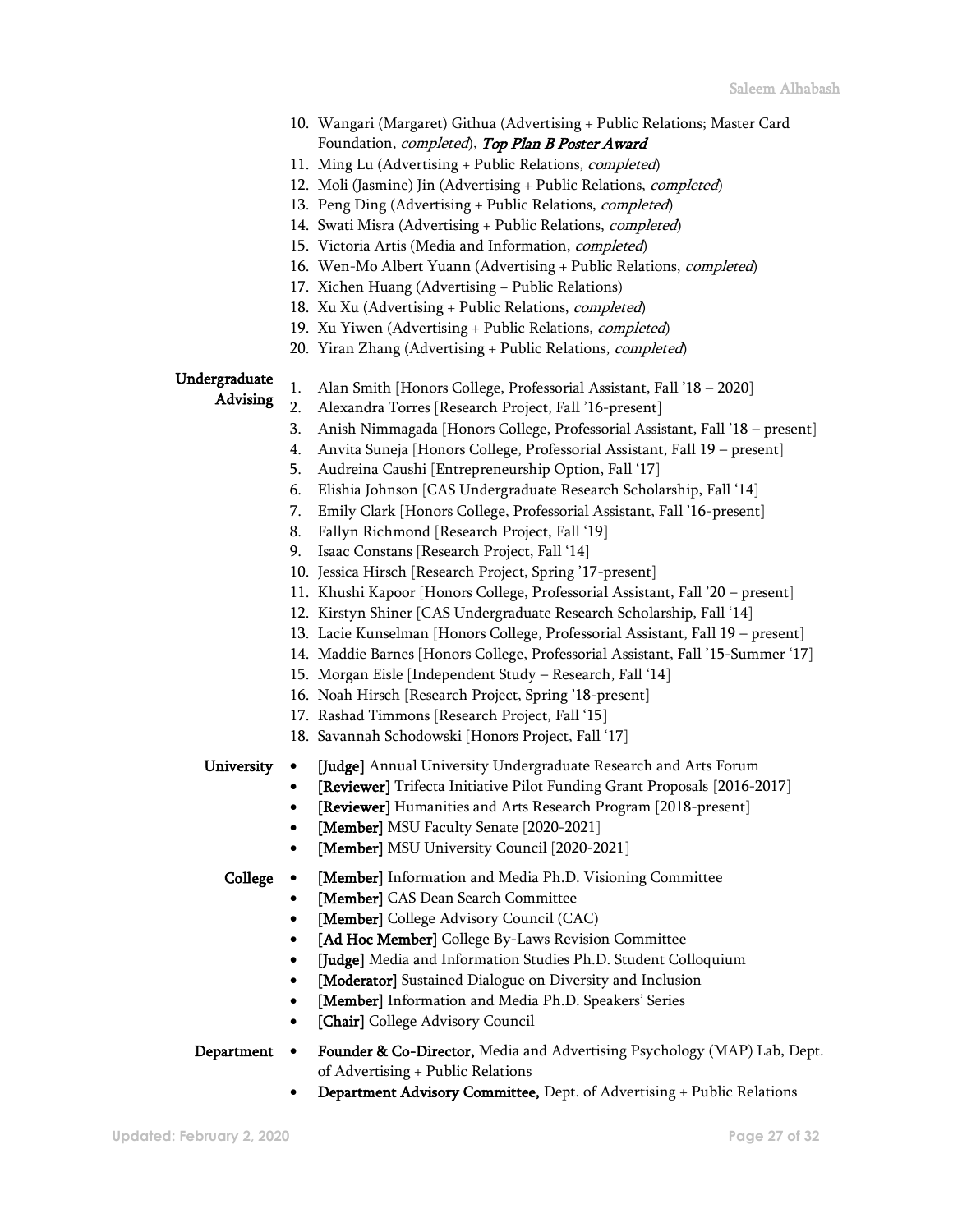10. Wangari (Margaret) Githua (Advertising + Public Relations; Master Card Foundation, *completed*), ***Top Plan B Poster Award***
11. Ming Lu (Advertising + Public Relations, *completed*)
12. Moli (Jasmine) Jin (Advertising + Public Relations, *completed*)
13. Peng Ding (Advertising + Public Relations, *completed*)
14. Swati Misra (Advertising + Public Relations, *completed*)
15. Victoria Artis (Media and Information, *completed*)
16. Wen-Mo Albert Yuann (Advertising + Public Relations, *completed*)
17. Xichen Huang (Advertising + Public Relations)
18. Xu Xu (Advertising + Public Relations, *completed*)
19. Xu Yiwen (Advertising + Public Relations, *completed*)
20. Yiran Zhang (Advertising + Public Relations, *completed*)

**Undergraduate Advising**

1. Alan Smith [Honors College, Professorial Assistant, Fall '18 – 2020]
2. Alexandra Torres [Research Project, Fall '16-present]
3. Anish Nimmagada [Honors College, Professorial Assistant, Fall '18 – present]
4. Anvita Suneja [Honors College, Professorial Assistant, Fall 19 – present]
5. Audreina Caushi [Entrepreneurship Option, Fall '17]
6. Elishia Johnson [CAS Undergraduate Research Scholarship, Fall '14]
7. Emily Clark [Honors College, Professorial Assistant, Fall '16-present]
8. Fallyn Richmond [Research Project, Fall '19]
9. Isaac Constans [Research Project, Fall '14]
10. Jessica Hirsch [Research Project, Spring '17-present]
11. Khushi Kapoor [Honors College, Professorial Assistant, Fall '20 – present]
12. Kirstyn Shiner [CAS Undergraduate Research Scholarship, Fall '14]
13. Lacie Kunselman [Honors College, Professorial Assistant, Fall 19 – present]
14. Maddie Barnes [Honors College, Professorial Assistant, Fall '15-Summer '17]
15. Morgan Eisle [Independent Study – Research, Fall '14]
16. Noah Hirsch [Research Project, Spring '18-present]
17. Rashad Timmons [Research Project, Fall '15]
18. Savannah Schodowski [Honors Project, Fall '17]

**University**

- [Judge] Annual University Undergraduate Research and Arts Forum
- [Reviewer] Trifecta Initiative Pilot Funding Grant Proposals [2016-2017]
- [Reviewer] Humanities and Arts Research Program [2018-present]
- [Member] MSU Faculty Senate [2020-2021]
- [Member] MSU University Council [2020-2021]

**College**

- [Member] Information and Media Ph.D. Visioning Committee
- [Member] CAS Dean Search Committee
- [Member] College Advisory Council (CAC)
- [Ad Hoc Member] College By-Laws Revision Committee
- [Judge] Media and Information Studies Ph.D. Student Colloquium
- [Moderator] Sustained Dialogue on Diversity and Inclusion
- [Member] Information and Media Ph.D. Speakers' Series
- [Chair] College Advisory Council

**Department**

- **Founder & Co-Director,** Media and Advertising Psychology (MAP) Lab, Dept. of Advertising + Public Relations
- **Department Advisory Committee,** Dept. of Advertising + Public Relations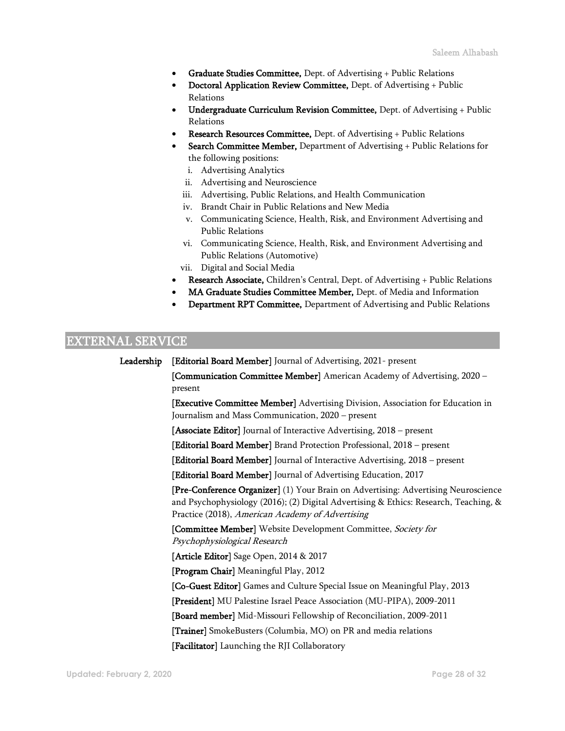- **Graduate Studies Committee,** Dept. of Advertising + Public Relations
- **Doctoral Application Review Committee,** Dept. of Advertising + Public Relations
- **Undergraduate Curriculum Revision Committee,** Dept. of Advertising + Public Relations
- **Research Resources Committee,** Dept. of Advertising + Public Relations
- **Search Committee Member,** Department of Advertising + Public Relations for the following positions:
  - i. Advertising Analytics
  - ii. Advertising and Neuroscience
  - iii. Advertising, Public Relations, and Health Communication
  - iv. Brandt Chair in Public Relations and New Media
  - v. Communicating Science, Health, Risk, and Environment Advertising and Public Relations
  - vi. Communicating Science, Health, Risk, and Environment Advertising and Public Relations (Automotive)
  - vii. Digital and Social Media
- **Research Associate,** Children's Central, Dept. of Advertising + Public Relations
- **MA Graduate Studies Committee Member,** Dept. of Media and Information
- **Department RPT Committee,** Department of Advertising and Public Relations

## EXTERNAL SERVICE

**Leadership**

[**Editorial Board Member**] Journal of Advertising, 2021- present

[**Communication Committee Member**] American Academy of Advertising, 2020 – present

[**Executive Committee Member**] Advertising Division, Association for Education in Journalism and Mass Communication, 2020 – present

[**Associate Editor**] Journal of Interactive Advertising, 2018 – present

[**Editorial Board Member**] Brand Protection Professional, 2018 – present

[**Editorial Board Member**] Journal of Interactive Advertising, 2018 – present

[**Editorial Board Member**] Journal of Advertising Education, 2017

[**Pre-Conference Organizer**] (1) Your Brain on Advertising: Advertising Neuroscience and Psychophysiology (2016); (2) Digital Advertising & Ethics: Research, Teaching, & Practice (2018), *American Academy of Advertising*

[**Committee Member**] Website Development Committee, *Society for Psychophysiological Research*

[**Article Editor**] Sage Open, 2014 & 2017

[**Program Chair**] Meaningful Play, 2012

[**Co-Guest Editor**] Games and Culture Special Issue on Meaningful Play, 2013

[**President**] MU Palestine Israel Peace Association (MU-PIPA), 2009-2011

[**Board member**] Mid-Missouri Fellowship of Reconciliation, 2009-2011

[**Trainer**] SmokeBusters (Columbia, MO) on PR and media relations

[**Facilitator**] Launching the RJI Collaboratory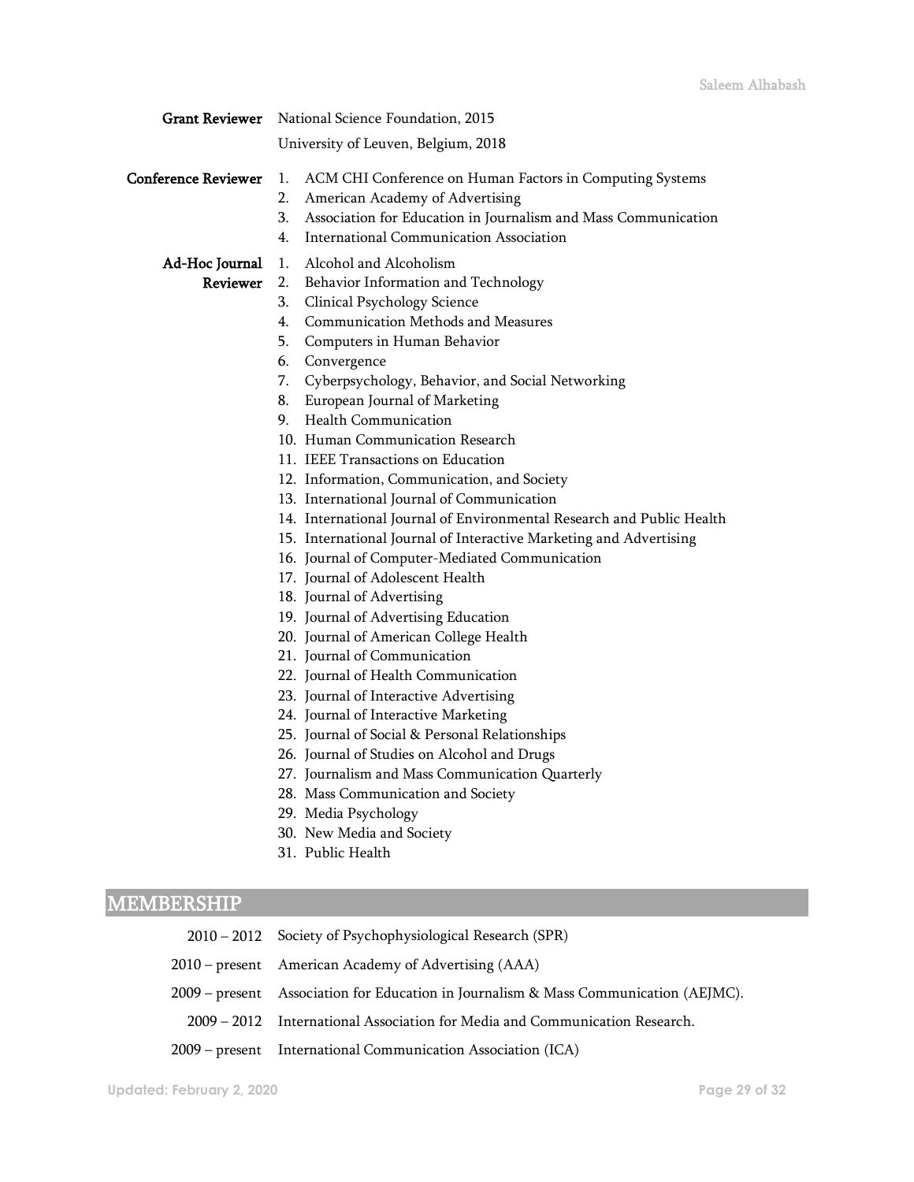**Grant Reviewer**

National Science Foundation, 2015

University of Leuven, Belgium, 2018

**Conference Reviewer**

1. ACM CHI Conference on Human Factors in Computing Systems
2. American Academy of Advertising
3. Association for Education in Journalism and Mass Communication
4. International Communication Association

**Ad-Hoc Journal Reviewer**

1. Alcohol and Alcoholism
2. Behavior Information and Technology
3. Clinical Psychology Science
4. Communication Methods and Measures
5. Computers in Human Behavior
6. Convergence
7. Cyberpsychology, Behavior, and Social Networking
8. European Journal of Marketing
9. Health Communication
10. Human Communication Research
11. IEEE Transactions on Education
12. Information, Communication, and Society
13. International Journal of Communication
14. International Journal of Environmental Research and Public Health
15. International Journal of Interactive Marketing and Advertising
16. Journal of Computer-Mediated Communication
17. Journal of Adolescent Health
18. Journal of Advertising
19. Journal of Advertising Education
20. Journal of American College Health
21. Journal of Communication
22. Journal of Health Communication
23. Journal of Interactive Advertising
24. Journal of Interactive Marketing
25. Journal of Social & Personal Relationships
26. Journal of Studies on Alcohol and Drugs
27. Journalism and Mass Communication Quarterly
28. Mass Communication and Society
29. Media Psychology
30. New Media and Society
31. Public Health

## MEMBERSHIP

2010 – 2012 Society of Psychophysiological Research (SPR)

2010 – present American Academy of Advertising (AAA)

2009 – present Association for Education in Journalism & Mass Communication (AEJMC).

2009 – 2012 International Association for Media and Communication Research.

2009 – present International Communication Association (ICA)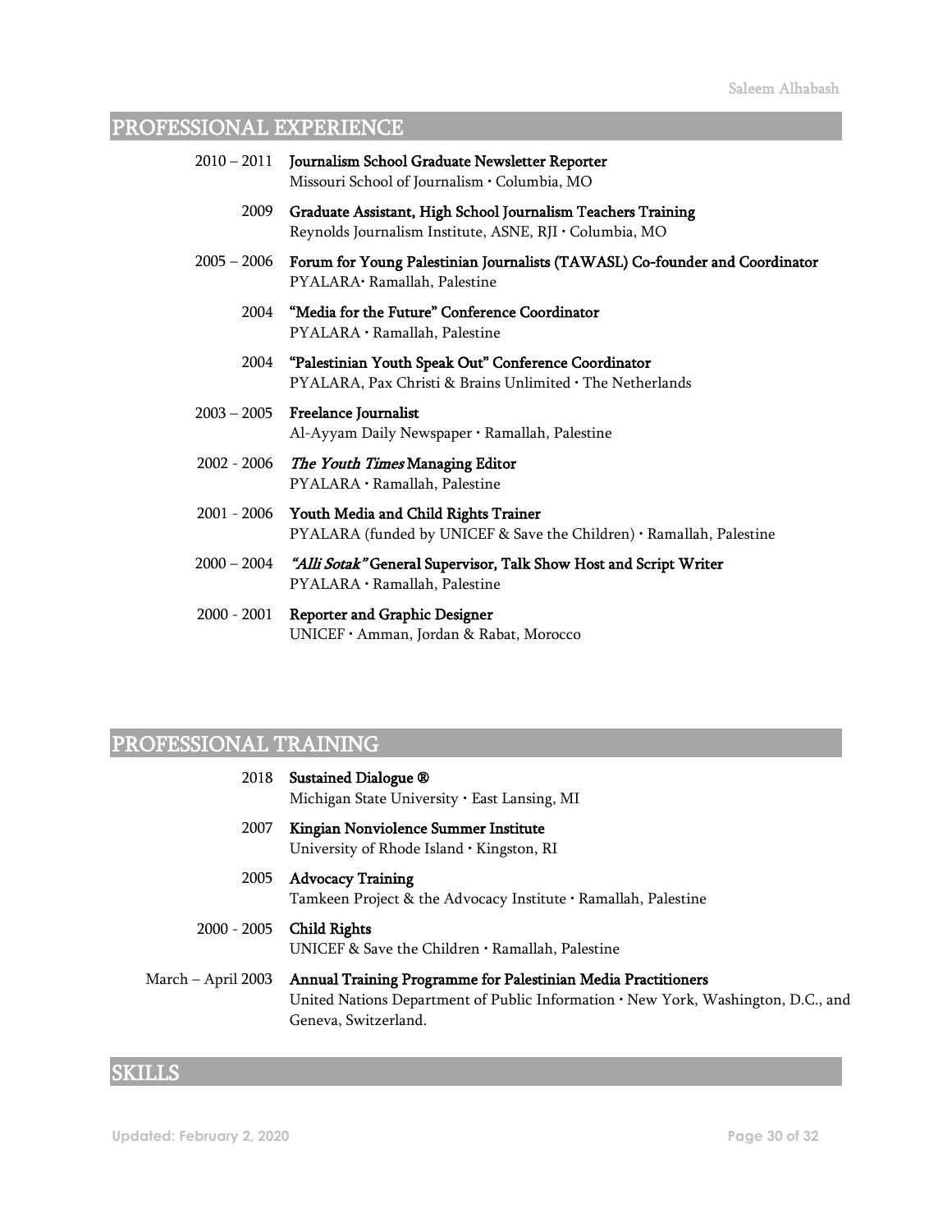## PROFESSIONAL EXPERIENCE

2010 – 2011 **Journalism School Graduate Newsletter Reporter**
Missouri School of Journalism · Columbia, MO

2009 **Graduate Assistant, High School Journalism Teachers Training**
Reynolds Journalism Institute, ASNE, RJI · Columbia, MO

2005 – 2006 **Forum for Young Palestinian Journalists (TAWASL) Co-founder and Coordinator**
PYALARA· Ramallah, Palestine

2004 **"Media for the Future" Conference Coordinator**
PYALARA · Ramallah, Palestine

2004 **"Palestinian Youth Speak Out" Conference Coordinator**
PYALARA, Pax Christi & Brains Unlimited · The Netherlands

2003 – 2005 **Freelance Journalist**
Al-Ayyam Daily Newspaper · Ramallah, Palestine

2002 - 2006 ***The Youth Times* Managing Editor**
PYALARA · Ramallah, Palestine

2001 - 2006 **Youth Media and Child Rights Trainer**
PYALARA (funded by UNICEF & Save the Children) · Ramallah, Palestine

2000 – 2004 ***"Alli Sotak"* General Supervisor, Talk Show Host and Script Writer**
PYALARA · Ramallah, Palestine

2000 - 2001 **Reporter and Graphic Designer**
UNICEF · Amman, Jordan & Rabat, Morocco

## PROFESSIONAL TRAINING

2018 **Sustained Dialogue ®**
Michigan State University · East Lansing, MI

2007 **Kingian Nonviolence Summer Institute**
University of Rhode Island · Kingston, RI

2005 **Advocacy Training**
Tamkeen Project & the Advocacy Institute · Ramallah, Palestine

2000 - 2005 **Child Rights**
UNICEF & Save the Children · Ramallah, Palestine

March – April 2003 **Annual Training Programme for Palestinian Media Practitioners**
United Nations Department of Public Information · New York, Washington, D.C., and Geneva, Switzerland.

## SKILLS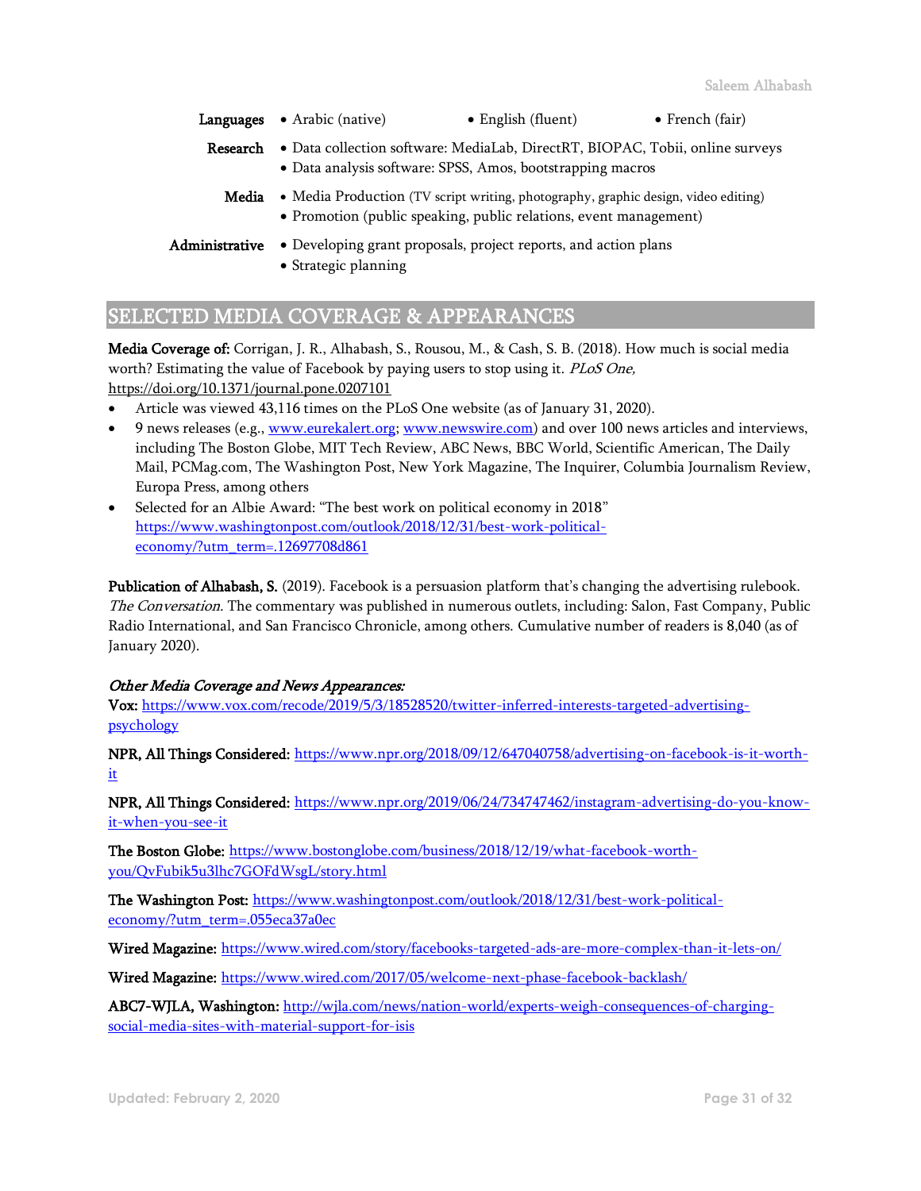**Languages** • Arabic (native) • English (fluent) • French (fair)

**Research** • Data collection software: MediaLab, DirectRT, BIOPAC, Tobii, online surveys
• Data analysis software: SPSS, Amos, bootstrapping macros

**Media** • Media Production (TV script writing, photography, graphic design, video editing)
• Promotion (public speaking, public relations, event management)

**Administrative** • Developing grant proposals, project reports, and action plans
• Strategic planning

## SELECTED MEDIA COVERAGE & APPEARANCES

**Media Coverage of:** Corrigan, J. R., Alhabash, S., Rousou, M., & Cash, S. B. (2018). How much is social media worth? Estimating the value of Facebook by paying users to stop using it. *PLoS One,* https://doi.org/10.1371/journal.pone.0207101

- Article was viewed 43,116 times on the PLoS One website (as of January 31, 2020).
- 9 news releases (e.g., www.eurekalert.org; www.newswire.com) and over 100 news articles and interviews, including The Boston Globe, MIT Tech Review, ABC News, BBC World, Scientific American, The Daily Mail, PCMag.com, The Washington Post, New York Magazine, The Inquirer, Columbia Journalism Review, Europa Press, among others
- Selected for an Albie Award: "The best work on political economy in 2018" https://www.washingtonpost.com/outlook/2018/12/31/best-work-political-economy/?utm_term=.12697708d861

**Publication of Alhabash, S.** (2019). Facebook is a persuasion platform that's changing the advertising rulebook. *The Conversation*. The commentary was published in numerous outlets, including: Salon, Fast Company, Public Radio International, and San Francisco Chronicle, among others. Cumulative number of readers is 8,040 (as of January 2020).

***Other Media Coverage and News Appearances:***

**Vox:** https://www.vox.com/recode/2019/5/3/18528520/twitter-inferred-interests-targeted-advertising-psychology

**NPR, All Things Considered:** https://www.npr.org/2018/09/12/647040758/advertising-on-facebook-is-it-worth-it

**NPR, All Things Considered:** https://www.npr.org/2019/06/24/734747462/instagram-advertising-do-you-know-it-when-you-see-it

**The Boston Globe:** https://www.bostonglobe.com/business/2018/12/19/what-facebook-worth-you/QvFubik5u3lhc7GOFdWsgL/story.html

**The Washington Post:** https://www.washingtonpost.com/outlook/2018/12/31/best-work-political-economy/?utm_term=.055eca37a0ec

**Wired Magazine:** https://www.wired.com/story/facebooks-targeted-ads-are-more-complex-than-it-lets-on/

**Wired Magazine:** https://www.wired.com/2017/05/welcome-next-phase-facebook-backlash/

**ABC7-WJLA, Washington:** http://wjla.com/news/nation-world/experts-weigh-consequences-of-charging-social-media-sites-with-material-support-for-isis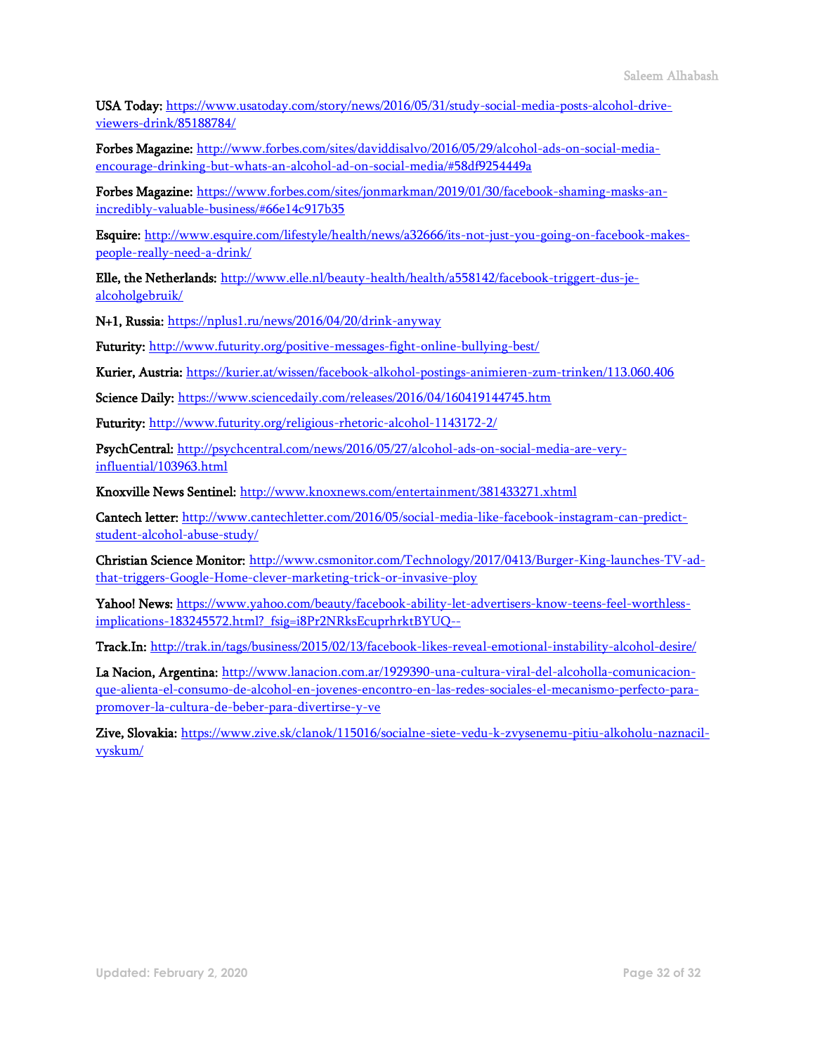**USA Today:** https://www.usatoday.com/story/news/2016/05/31/study-social-media-posts-alcohol-drive-viewers-drink/85188784/

**Forbes Magazine:** http://www.forbes.com/sites/daviddisalvo/2016/05/29/alcohol-ads-on-social-media-encourage-drinking-but-whats-an-alcohol-ad-on-social-media/#58df9254449a

**Forbes Magazine:** https://www.forbes.com/sites/jonmarkman/2019/01/30/facebook-shaming-masks-an-incredibly-valuable-business/#66e14c917b35

**Esquire:** http://www.esquire.com/lifestyle/health/news/a32666/its-not-just-you-going-on-facebook-makes-people-really-need-a-drink/

**Elle, the Netherlands:** http://www.elle.nl/beauty-health/health/a558142/facebook-triggert-dus-je-alcoholgebruik/

**N+1, Russia:** https://nplus1.ru/news/2016/04/20/drink-anyway

**Futurity:** http://www.futurity.org/positive-messages-fight-online-bullying-best/

**Kurier, Austria:** https://kurier.at/wissen/facebook-alkohol-postings-animieren-zum-trinken/113.060.406

**Science Daily:** https://www.sciencedaily.com/releases/2016/04/160419144745.htm

**Futurity:** http://www.futurity.org/religious-rhetoric-alcohol-1143172-2/

**PsychCentral:** http://psychcentral.com/news/2016/05/27/alcohol-ads-on-social-media-are-very-influential/103963.html

**Knoxville News Sentinel:** http://www.knoxnews.com/entertainment/381433271.xhtml

**Cantech letter:** http://www.cantechletter.com/2016/05/social-media-like-facebook-instagram-can-predict-student-alcohol-abuse-study/

**Christian Science Monitor:** http://www.csmonitor.com/Technology/2017/0413/Burger-King-launches-TV-ad-that-triggers-Google-Home-clever-marketing-trick-or-invasive-ploy

**Yahoo! News:** https://www.yahoo.com/beauty/facebook-ability-let-advertisers-know-teens-feel-worthless-implications-183245572.html?_fsig=i8Pr2NRksEcuprhrktBYUQ--

**Track.In:** http://trak.in/tags/business/2015/02/13/facebook-likes-reveal-emotional-instability-alcohol-desire/

**La Nacion, Argentina:** http://www.lanacion.com.ar/1929390-una-cultura-viral-del-alcoholla-comunicacion-que-alienta-el-consumo-de-alcohol-en-jovenes-encontro-en-las-redes-sociales-el-mecanismo-perfecto-para-promover-la-cultura-de-beber-para-divertirse-y-ve

**Zive, Slovakia:** https://www.zive.sk/clanok/115016/socialne-siete-vedu-k-zvysenemu-pitiu-alkoholu-naznacil-vyskum/